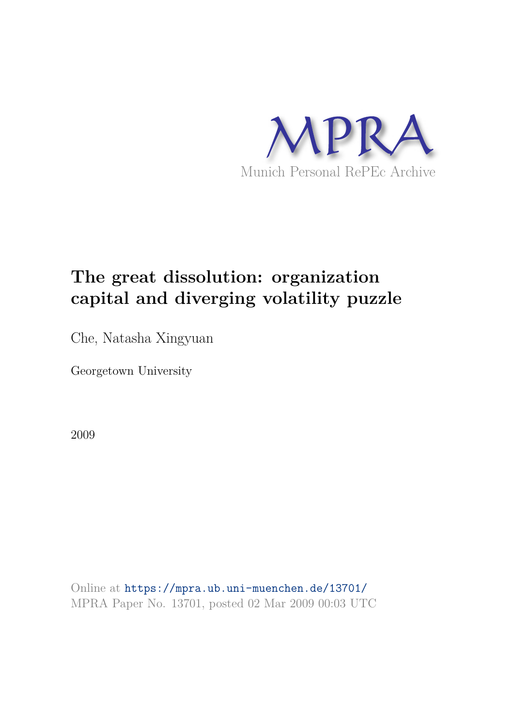MPRA

Munich Personal RePEc Archive

# The great dissolution: organization capital and diverging volatility puzzle

Che, Natasha Xingyuan

Georgetown University

2009

Online at https://mpra.ub.uni-muenchen.de/13701/
MPRA Paper No. 13701, posted 02 Mar 2009 00:03 UTC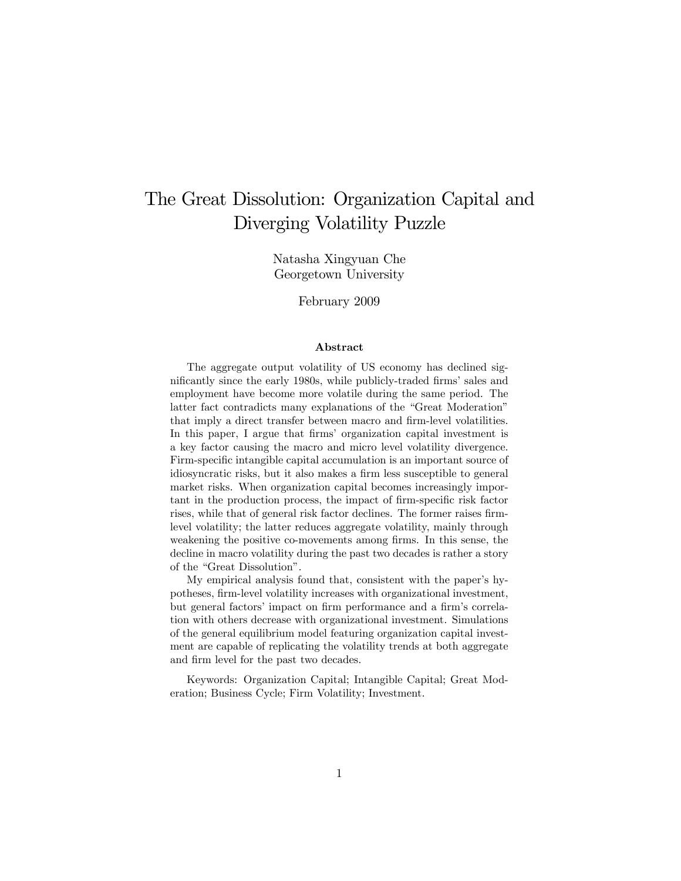# The Great Dissolution: Organization Capital and Diverging Volatility Puzzle

Natasha Xingyuan Che
Georgetown University

February 2009

### Abstract

The aggregate output volatility of US economy has declined significantly since the early 1980s, while publicly-traded firms' sales and employment have become more volatile during the same period. The latter fact contradicts many explanations of the "Great Moderation" that imply a direct transfer between macro and firm-level volatilities. In this paper, I argue that firms' organization capital investment is a key factor causing the macro and micro level volatility divergence. Firm-specific intangible capital accumulation is an important source of idiosyncratic risks, but it also makes a firm less susceptible to general market risks. When organization capital becomes increasingly important in the production process, the impact of firm-specific risk factor rises, while that of general risk factor declines. The former raises firm-level volatility; the latter reduces aggregate volatility, mainly through weakening the positive co-movements among firms. In this sense, the decline in macro volatility during the past two decades is rather a story of the "Great Dissolution".

My empirical analysis found that, consistent with the paper's hypotheses, firm-level volatility increases with organizational investment, but general factors' impact on firm performance and a firm's correlation with others decrease with organizational investment. Simulations of the general equilibrium model featuring organization capital investment are capable of replicating the volatility trends at both aggregate and firm level for the past two decades.

Keywords: Organization Capital; Intangible Capital; Great Moderation; Business Cycle; Firm Volatility; Investment.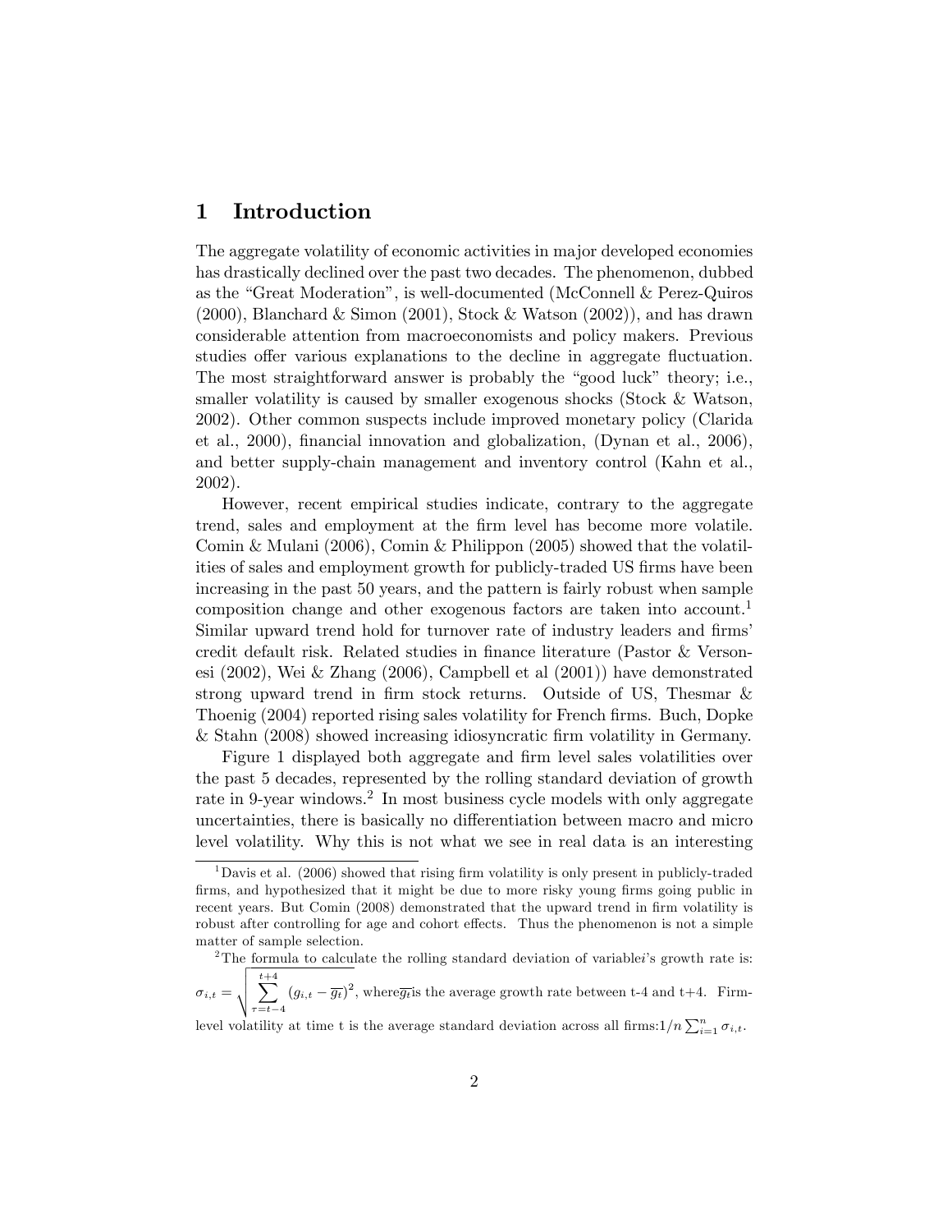# 1 Introduction

The aggregate volatility of economic activities in major developed economies has drastically declined over the past two decades. The phenomenon, dubbed as the "Great Moderation", is well-documented (McConnell & Perez-Quiros (2000), Blanchard & Simon (2001), Stock & Watson (2002)), and has drawn considerable attention from macroeconomists and policy makers. Previous studies offer various explanations to the decline in aggregate fluctuation. The most straightforward answer is probably the "good luck" theory; i.e., smaller volatility is caused by smaller exogenous shocks (Stock & Watson, 2002). Other common suspects include improved monetary policy (Clarida et al., 2000), financial innovation and globalization, (Dynan et al., 2006), and better supply-chain management and inventory control (Kahn et al., 2002).

However, recent empirical studies indicate, contrary to the aggregate trend, sales and employment at the firm level has become more volatile. Comin & Mulani (2006), Comin & Philippon (2005) showed that the volatilities of sales and employment growth for publicly-traded US firms have been increasing in the past 50 years, and the pattern is fairly robust when sample composition change and other exogenous factors are taken into account.[1] Similar upward trend hold for turnover rate of industry leaders and firms' credit default risk. Related studies in finance literature (Pastor & Veronesi (2002), Wei & Zhang (2006), Campbell et al (2001)) have demonstrated strong upward trend in firm stock returns. Outside of US, Thesmar & Thoenig (2004) reported rising sales volatility for French firms. Buch, Dopke & Stahn (2008) showed increasing idiosyncratic firm volatility in Germany.

Figure 1 displayed both aggregate and firm level sales volatilities over the past 5 decades, represented by the rolling standard deviation of growth rate in 9-year windows.[2] In most business cycle models with only aggregate uncertainties, there is basically no differentiation between macro and micro level volatility. Why this is not what we see in real data is an interesting

[1] Davis et al. (2006) showed that rising firm volatility is only present in publicly-traded firms, and hypothesized that it might be due to more risky young firms going public in recent years. But Comin (2008) demonstrated that the upward trend in firm volatility is robust after controlling for age and cohort effects. Thus the phenomenon is not a simple matter of sample selection.

[2] The formula to calculate the rolling standard deviation of variable $i$'s growth rate is: $\sigma_{i,t} = \sqrt{\sum_{\tau=t-4}^{t+4} (g_{i,t} - \overline{g_t})^2}$, where $\overline{g_t}$ is the average growth rate between t-4 and t+4. Firm-level volatility at time t is the average standard deviation across all firms: $1/n \sum_{i=1}^{n} \sigma_{i,t}$.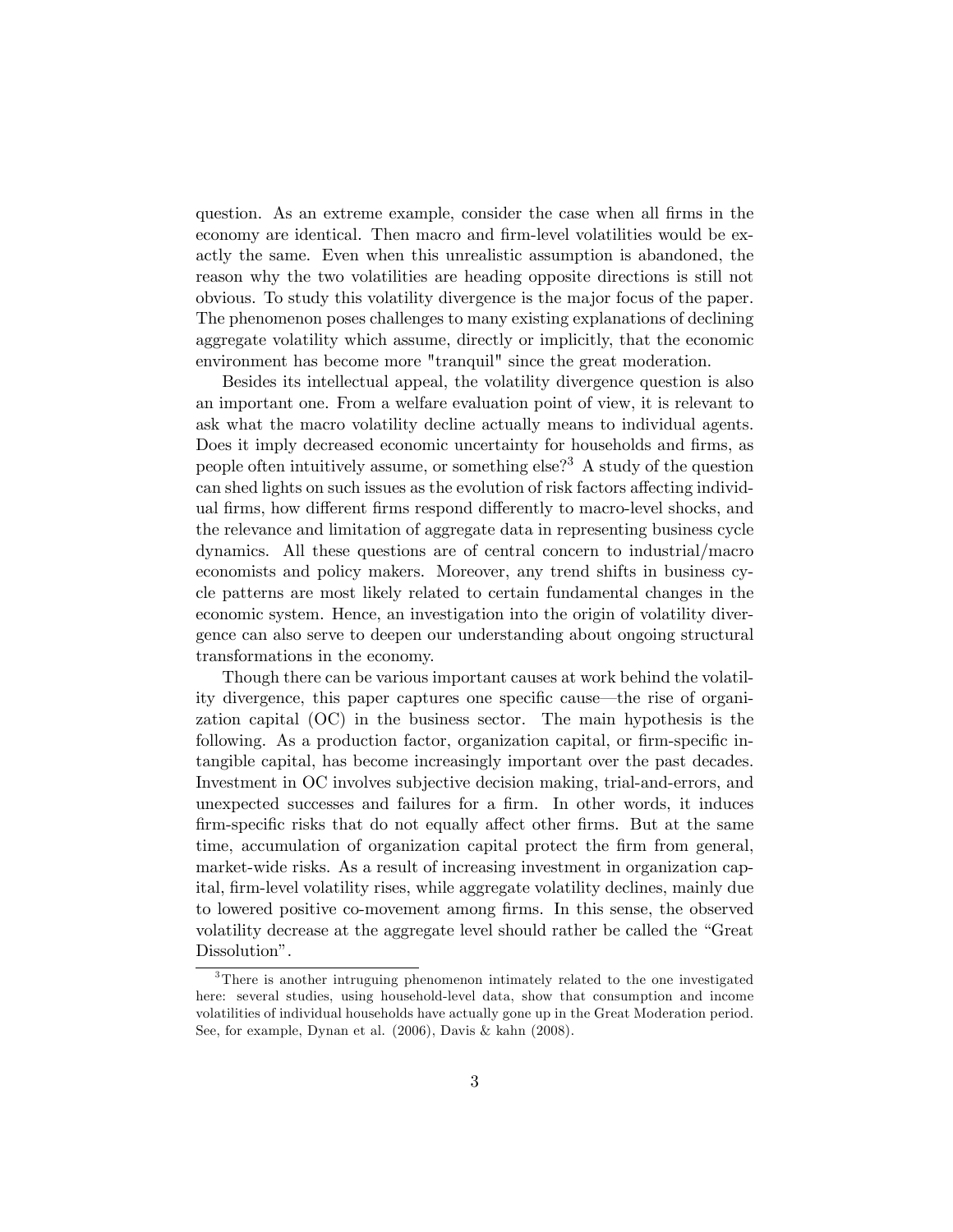question. As an extreme example, consider the case when all firms in the economy are identical. Then macro and firm-level volatilities would be exactly the same. Even when this unrealistic assumption is abandoned, the reason why the two volatilities are heading opposite directions is still not obvious. To study this volatility divergence is the major focus of the paper. The phenomenon poses challenges to many existing explanations of declining aggregate volatility which assume, directly or implicitly, that the economic environment has become more "tranquil" since the great moderation.

Besides its intellectual appeal, the volatility divergence question is also an important one. From a welfare evaluation point of view, it is relevant to ask what the macro volatility decline actually means to individual agents. Does it imply decreased economic uncertainty for households and firms, as people often intuitively assume, or something else?[3] A study of the question can shed lights on such issues as the evolution of risk factors affecting individual firms, how different firms respond differently to macro-level shocks, and the relevance and limitation of aggregate data in representing business cycle dynamics. All these questions are of central concern to industrial/macro economists and policy makers. Moreover, any trend shifts in business cycle patterns are most likely related to certain fundamental changes in the economic system. Hence, an investigation into the origin of volatility divergence can also serve to deepen our understanding about ongoing structural transformations in the economy.

Though there can be various important causes at work behind the volatility divergence, this paper captures one specific cause—the rise of organization capital (OC) in the business sector. The main hypothesis is the following. As a production factor, organization capital, or firm-specific intangible capital, has become increasingly important over the past decades. Investment in OC involves subjective decision making, trial-and-errors, and unexpected successes and failures for a firm. In other words, it induces firm-specific risks that do not equally affect other firms. But at the same time, accumulation of organization capital protect the firm from general, market-wide risks. As a result of increasing investment in organization capital, firm-level volatility rises, while aggregate volatility declines, mainly due to lowered positive co-movement among firms. In this sense, the observed volatility decrease at the aggregate level should rather be called the "Great Dissolution".

[3]There is another intruguing phenomenon intimately related to the one investigated here: several studies, using household-level data, show that consumption and income volatilities of individual households have actually gone up in the Great Moderation period. See, for example, Dynan et al. (2006), Davis & kahn (2008).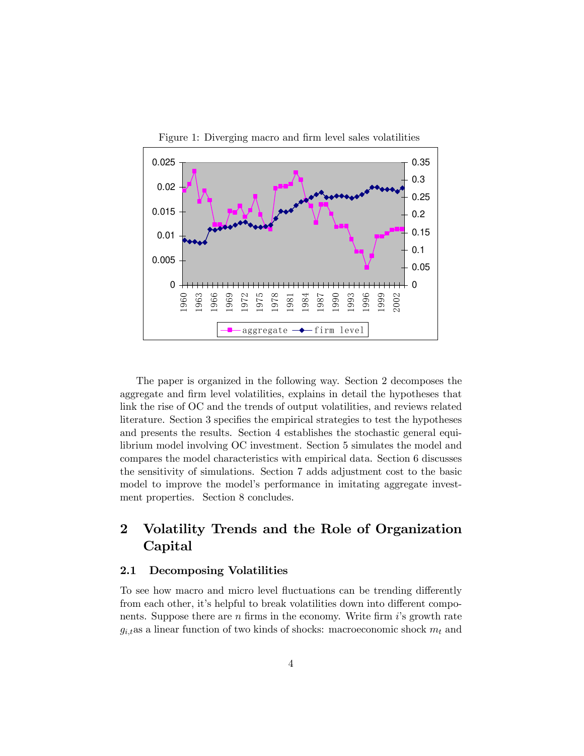Figure 1: Diverging macro and firm level sales volatilities

The paper is organized in the following way. Section 2 decomposes the aggregate and firm level volatilities, explains in detail the hypotheses that link the rise of OC and the trends of output volatilities, and reviews related literature. Section 3 specifies the empirical strategies to test the hypotheses and presents the results. Section 4 establishes the stochastic general equilibrium model involving OC investment. Section 5 simulates the model and compares the model characteristics with empirical data. Section 6 discusses the sensitivity of simulations. Section 7 adds adjustment cost to the basic model to improve the model's performance in imitating aggregate investment properties. Section 8 concludes.

# 2 Volatility Trends and the Role of Organization Capital

## 2.1 Decomposing Volatilities

To see how macro and micro level fluctuations can be trending differently from each other, it's helpful to break volatilities down into different components. Suppose there are $n$ firms in the economy. Write firm $i$'s growth rate $g_{i,t}$as a linear function of two kinds of shocks: macroeconomic shock $m_t$ and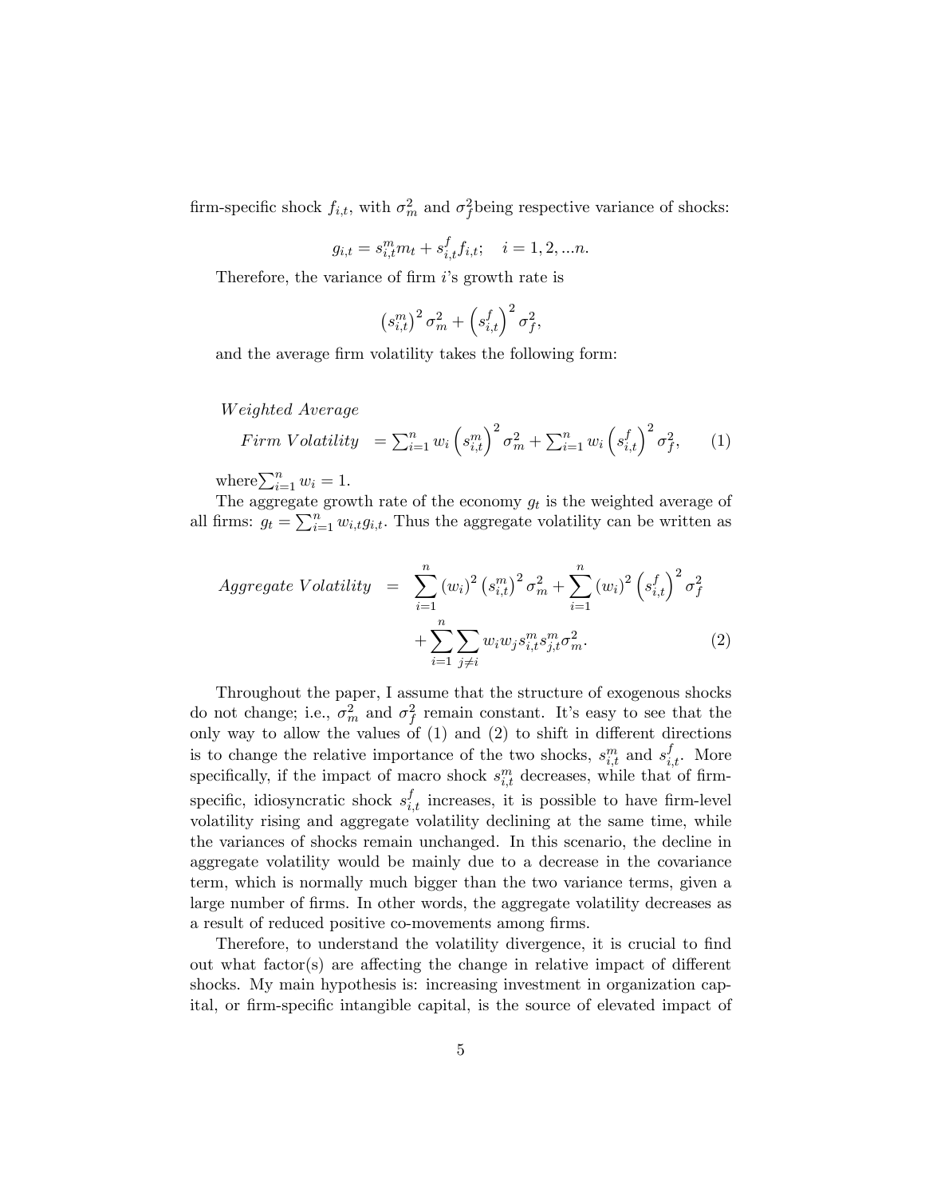firm-specific shock $f_{i,t}$, with $\sigma_m^2$ and $\sigma_f^2$being respective variance of shocks:

$$g_{i,t} = s_{i,t}^m m_t + s_{i,t}^f f_{i,t}; \quad i = 1, 2, ...n.$$

Therefore, the variance of firm $i$'s growth rate is

$$\left(s_{i,t}^m\right)^2 \sigma_m^2 + \left(s_{i,t}^f\right)^2 \sigma_f^2,$$

and the average firm volatility takes the following form:

$$\begin{array}{ll} \textit{Weighted Average} & \\ \textit{Firm Volatility} & = \sum_{i=1}^n w_i \left(s_{i,t}^m\right)^2 \sigma_m^2 + \sum_{i=1}^n w_i \left(s_{i,t}^f\right)^2 \sigma_f^2, \end{array} \tag{1}$$

where$\sum_{i=1}^n w_i = 1$.

The aggregate growth rate of the economy $g_t$ is the weighted average of all firms: $g_t = \sum_{i=1}^n w_{i,t} g_{i,t}$. Thus the aggregate volatility can be written as

$$\begin{aligned} \textit{Aggregate Volatility} &= \sum_{i=1}^n (w_i)^2 \left(s_{i,t}^m\right)^2 \sigma_m^2 + \sum_{i=1}^n (w_i)^2 \left(s_{i,t}^f\right)^2 \sigma_f^2 \\ &\quad + \sum_{i=1}^n \sum_{j \neq i} w_i w_j s_{i,t}^m s_{j,t}^m \sigma_m^2. \end{aligned} \tag{2}$$

Throughout the paper, I assume that the structure of exogenous shocks do not change; i.e., $\sigma_m^2$ and $\sigma_f^2$ remain constant. It's easy to see that the only way to allow the values of (1) and (2) to shift in different directions is to change the relative importance of the two shocks, $s_{i,t}^m$ and $s_{i,t}^f$. More specifically, if the impact of macro shock $s_{i,t}^m$ decreases, while that of firm-specific, idiosyncratic shock $s_{i,t}^f$ increases, it is possible to have firm-level volatility rising and aggregate volatility declining at the same time, while the variances of shocks remain unchanged. In this scenario, the decline in aggregate volatility would be mainly due to a decrease in the covariance term, which is normally much bigger than the two variance terms, given a large number of firms. In other words, the aggregate volatility decreases as a result of reduced positive co-movements among firms.

Therefore, to understand the volatility divergence, it is crucial to find out what factor(s) are affecting the change in relative impact of different shocks. My main hypothesis is: increasing investment in organization capital, or firm-specific intangible capital, is the source of elevated impact of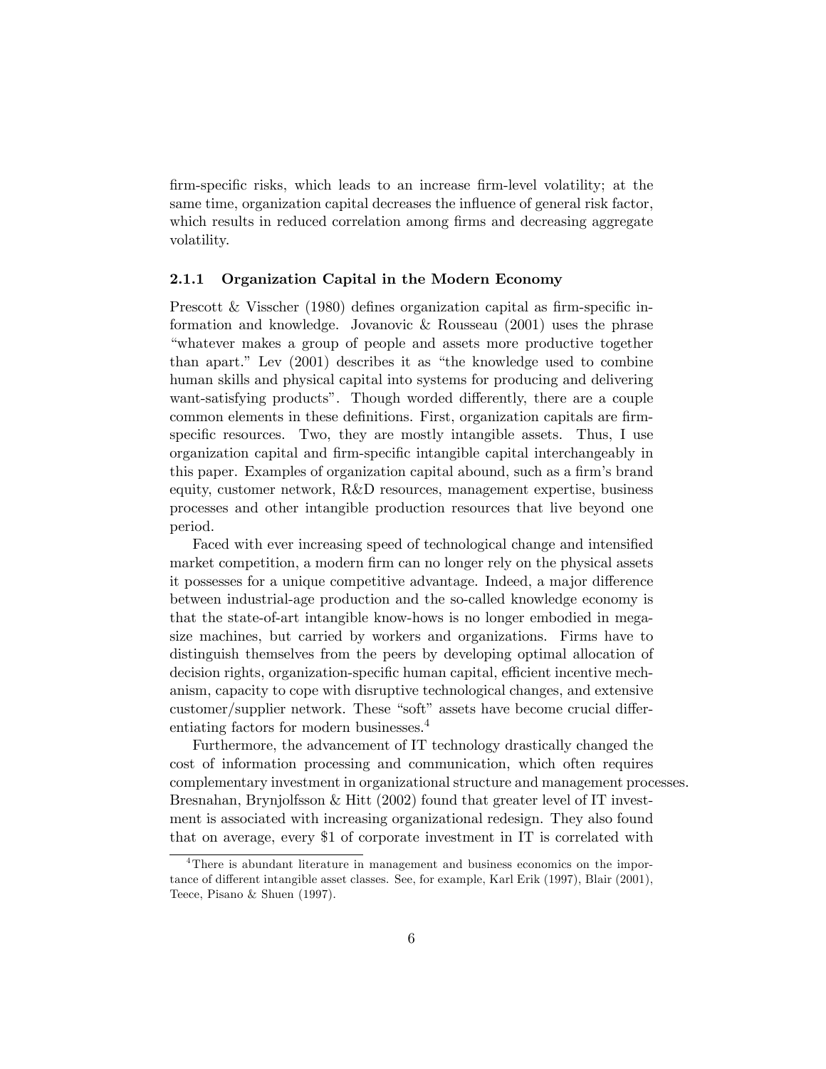firm-specific risks, which leads to an increase firm-level volatility; at the same time, organization capital decreases the influence of general risk factor, which results in reduced correlation among firms and decreasing aggregate volatility.

### 2.1.1 Organization Capital in the Modern Economy

Prescott & Visscher (1980) defines organization capital as firm-specific information and knowledge. Jovanovic & Rousseau (2001) uses the phrase "whatever makes a group of people and assets more productive together than apart." Lev (2001) describes it as "the knowledge used to combine human skills and physical capital into systems for producing and delivering want-satisfying products". Though worded differently, there are a couple common elements in these definitions. First, organization capitals are firm-specific resources. Two, they are mostly intangible assets. Thus, I use organization capital and firm-specific intangible capital interchangeably in this paper. Examples of organization capital abound, such as a firm's brand equity, customer network, R&D resources, management expertise, business processes and other intangible production resources that live beyond one period.

Faced with ever increasing speed of technological change and intensified market competition, a modern firm can no longer rely on the physical assets it possesses for a unique competitive advantage. Indeed, a major difference between industrial-age production and the so-called knowledge economy is that the state-of-art intangible know-hows is no longer embodied in mega-size machines, but carried by workers and organizations. Firms have to distinguish themselves from the peers by developing optimal allocation of decision rights, organization-specific human capital, efficient incentive mechanism, capacity to cope with disruptive technological changes, and extensive customer/supplier network. These "soft" assets have become crucial differentiating factors for modern businesses.[4]

Furthermore, the advancement of IT technology drastically changed the cost of information processing and communication, which often requires complementary investment in organizational structure and management processes. Bresnahan, Brynjolfsson & Hitt (2002) found that greater level of IT investment is associated with increasing organizational redesign. They also found that on average, every $1 of corporate investment in IT is correlated with

[4] There is abundant literature in management and business economics on the importance of different intangible asset classes. See, for example, Karl Erik (1997), Blair (2001), Teece, Pisano & Shuen (1997).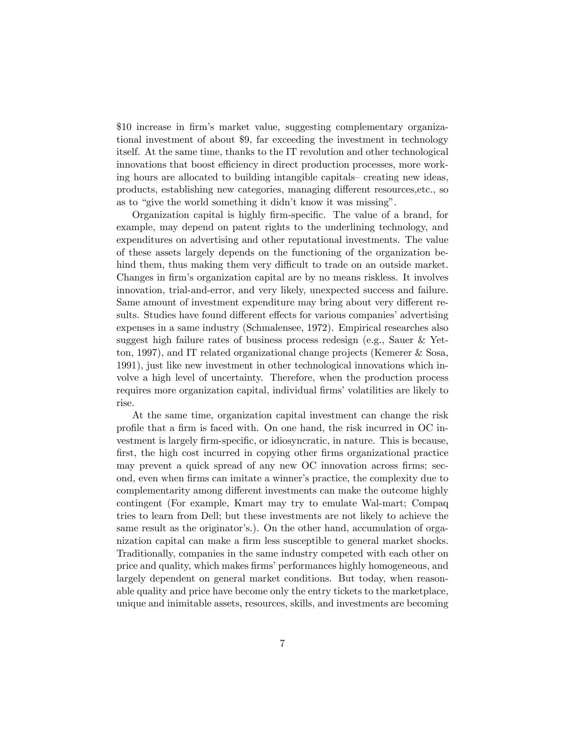$10 increase in firm's market value, suggesting complementary organizational investment of about $9, far exceeding the investment in technology itself. At the same time, thanks to the IT revolution and other technological innovations that boost efficiency in direct production processes, more working hours are allocated to building intangible capitals– creating new ideas, products, establishing new categories, managing different resources,etc., so as to "give the world something it didn't know it was missing".

Organization capital is highly firm-specific. The value of a brand, for example, may depend on patent rights to the underlining technology, and expenditures on advertising and other reputational investments. The value of these assets largely depends on the functioning of the organization behind them, thus making them very difficult to trade on an outside market. Changes in firm's organization capital are by no means riskless. It involves innovation, trial-and-error, and very likely, unexpected success and failure. Same amount of investment expenditure may bring about very different results. Studies have found different effects for various companies' advertising expenses in a same industry (Schmalensee, 1972). Empirical researches also suggest high failure rates of business process redesign (e.g., Sauer & Yetton, 1997), and IT related organizational change projects (Kemerer & Sosa, 1991), just like new investment in other technological innovations which involve a high level of uncertainty. Therefore, when the production process requires more organization capital, individual firms' volatilities are likely to rise.

At the same time, organization capital investment can change the risk profile that a firm is faced with. On one hand, the risk incurred in OC investment is largely firm-specific, or idiosyncratic, in nature. This is because, first, the high cost incurred in copying other firms organizational practice may prevent a quick spread of any new OC innovation across firms; second, even when firms can imitate a winner's practice, the complexity due to complementarity among different investments can make the outcome highly contingent (For example, Kmart may try to emulate Wal-mart; Compaq tries to learn from Dell; but these investments are not likely to achieve the same result as the originator's.). On the other hand, accumulation of organization capital can make a firm less susceptible to general market shocks. Traditionally, companies in the same industry competed with each other on price and quality, which makes firms' performances highly homogeneous, and largely dependent on general market conditions. But today, when reasonable quality and price have become only the entry tickets to the marketplace, unique and inimitable assets, resources, skills, and investments are becoming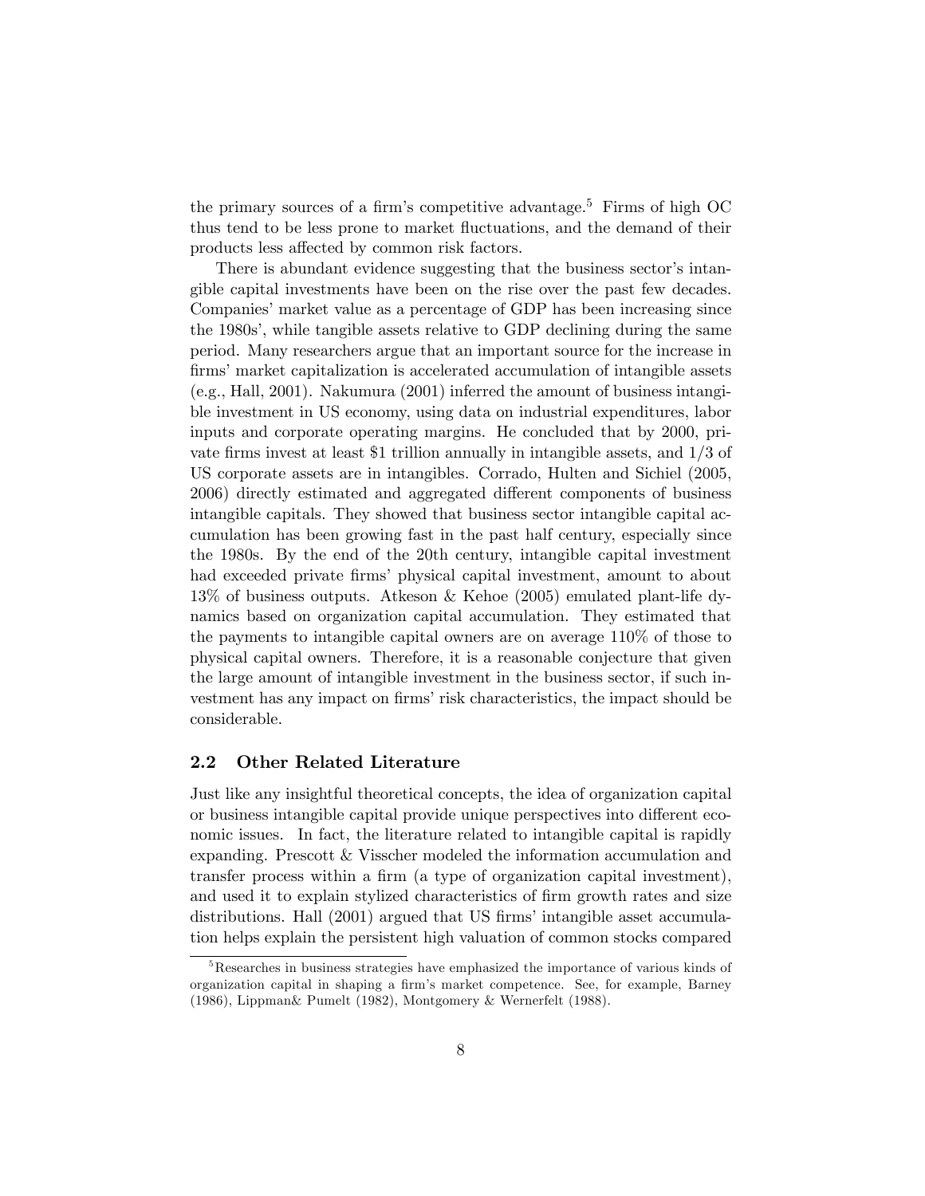the primary sources of a firm's competitive advantage.[5] Firms of high OC thus tend to be less prone to market fluctuations, and the demand of their products less affected by common risk factors.

There is abundant evidence suggesting that the business sector's intangible capital investments have been on the rise over the past few decades. Companies' market value as a percentage of GDP has been increasing since the 1980s', while tangible assets relative to GDP declining during the same period. Many researchers argue that an important source for the increase in firms' market capitalization is accelerated accumulation of intangible assets (e.g., Hall, 2001). Nakumura (2001) inferred the amount of business intangible investment in US economy, using data on industrial expenditures, labor inputs and corporate operating margins. He concluded that by 2000, private firms invest at least $1 trillion annually in intangible assets, and 1/3 of US corporate assets are in intangibles. Corrado, Hulten and Sichiel (2005, 2006) directly estimated and aggregated different components of business intangible capitals. They showed that business sector intangible capital accumulation has been growing fast in the past half century, especially since the 1980s. By the end of the 20th century, intangible capital investment had exceeded private firms' physical capital investment, amount to about 13% of business outputs. Atkeson & Kehoe (2005) emulated plant-life dynamics based on organization capital accumulation. They estimated that the payments to intangible capital owners are on average 110% of those to physical capital owners. Therefore, it is a reasonable conjecture that given the large amount of intangible investment in the business sector, if such investment has any impact on firms' risk characteristics, the impact should be considerable.

## 2.2 Other Related Literature

Just like any insightful theoretical concepts, the idea of organization capital or business intangible capital provide unique perspectives into different economic issues. In fact, the literature related to intangible capital is rapidly expanding. Prescott & Visscher modeled the information accumulation and transfer process within a firm (a type of organization capital investment), and used it to explain stylized characteristics of firm growth rates and size distributions. Hall (2001) argued that US firms' intangible asset accumulation helps explain the persistent high valuation of common stocks compared

[5] Researches in business strategies have emphasized the importance of various kinds of organization capital in shaping a firm's market competence. See, for example, Barney (1986), Lippman& Pumelt (1982), Montgomery & Wernerfelt (1988).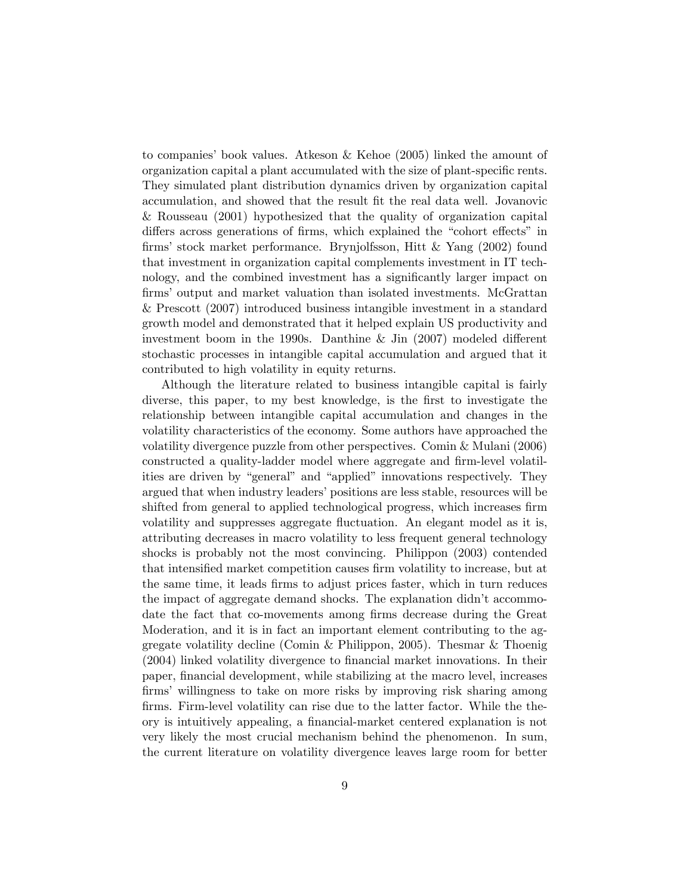to companies' book values. Atkeson & Kehoe (2005) linked the amount of organization capital a plant accumulated with the size of plant-specific rents. They simulated plant distribution dynamics driven by organization capital accumulation, and showed that the result fit the real data well. Jovanovic & Rousseau (2001) hypothesized that the quality of organization capital differs across generations of firms, which explained the "cohort effects" in firms' stock market performance. Brynjolfsson, Hitt & Yang (2002) found that investment in organization capital complements investment in IT technology, and the combined investment has a significantly larger impact on firms' output and market valuation than isolated investments. McGrattan & Prescott (2007) introduced business intangible investment in a standard growth model and demonstrated that it helped explain US productivity and investment boom in the 1990s. Danthine & Jin (2007) modeled different stochastic processes in intangible capital accumulation and argued that it contributed to high volatility in equity returns.

Although the literature related to business intangible capital is fairly diverse, this paper, to my best knowledge, is the first to investigate the relationship between intangible capital accumulation and changes in the volatility characteristics of the economy. Some authors have approached the volatility divergence puzzle from other perspectives. Comin & Mulani (2006) constructed a quality-ladder model where aggregate and firm-level volatilities are driven by "general" and "applied" innovations respectively. They argued that when industry leaders' positions are less stable, resources will be shifted from general to applied technological progress, which increases firm volatility and suppresses aggregate fluctuation. An elegant model as it is, attributing decreases in macro volatility to less frequent general technology shocks is probably not the most convincing. Philippon (2003) contended that intensified market competition causes firm volatility to increase, but at the same time, it leads firms to adjust prices faster, which in turn reduces the impact of aggregate demand shocks. The explanation didn't accommodate the fact that co-movements among firms decrease during the Great Moderation, and it is in fact an important element contributing to the aggregate volatility decline (Comin & Philippon, 2005). Thesmar & Thoenig (2004) linked volatility divergence to financial market innovations. In their paper, financial development, while stabilizing at the macro level, increases firms' willingness to take on more risks by improving risk sharing among firms. Firm-level volatility can rise due to the latter factor. While the theory is intuitively appealing, a financial-market centered explanation is not very likely the most crucial mechanism behind the phenomenon. In sum, the current literature on volatility divergence leaves large room for better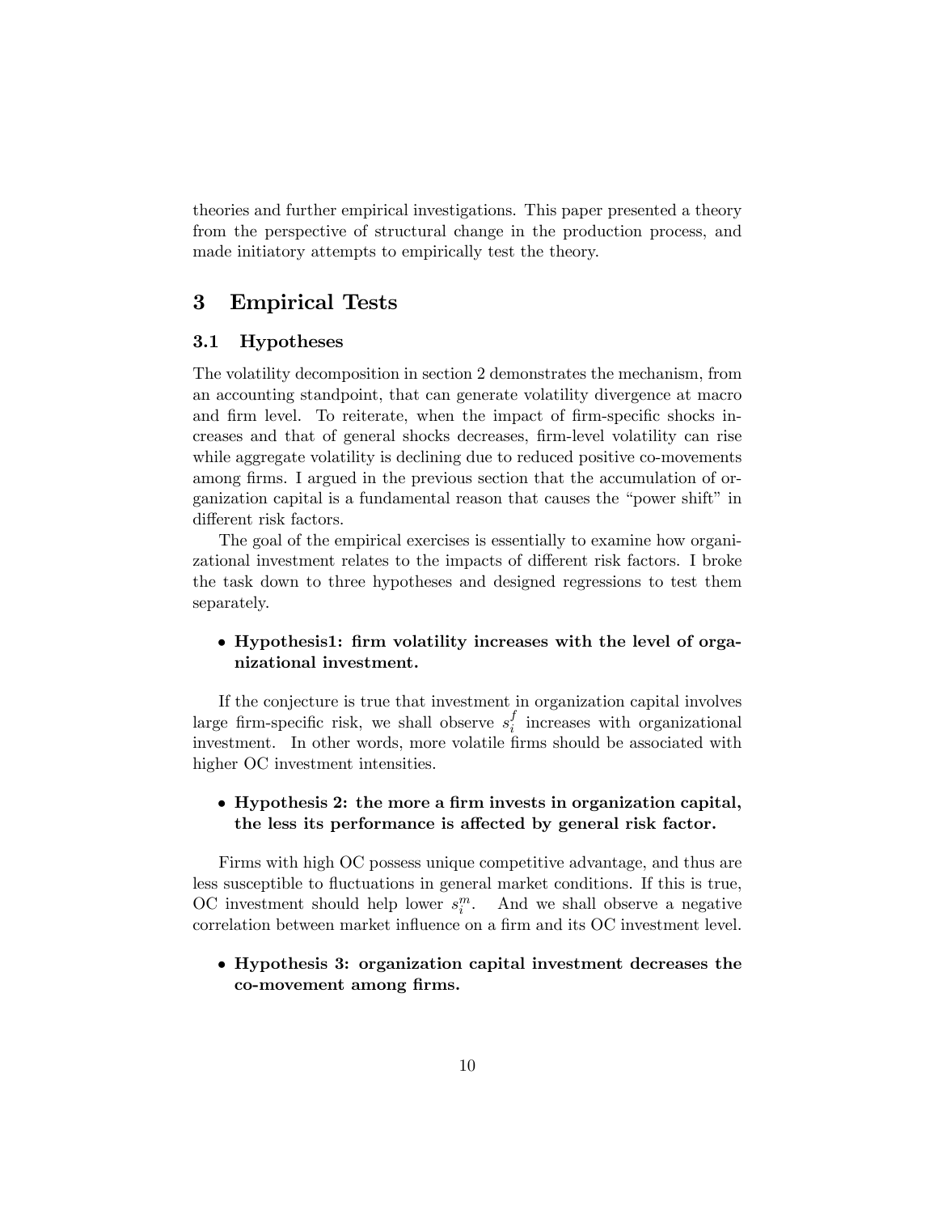theories and further empirical investigations. This paper presented a theory from the perspective of structural change in the production process, and made initiatory attempts to empirically test the theory.

# 3 Empirical Tests

## 3.1 Hypotheses

The volatility decomposition in section 2 demonstrates the mechanism, from an accounting standpoint, that can generate volatility divergence at macro and firm level. To reiterate, when the impact of firm-specific shocks increases and that of general shocks decreases, firm-level volatility can rise while aggregate volatility is declining due to reduced positive co-movements among firms. I argued in the previous section that the accumulation of organization capital is a fundamental reason that causes the "power shift" in different risk factors.

The goal of the empirical exercises is essentially to examine how organizational investment relates to the impacts of different risk factors. I broke the task down to three hypotheses and designed regressions to test them separately.

- **Hypothesis1: firm volatility increases with the level of organizational investment.**

If the conjecture is true that investment in organization capital involves large firm-specific risk, we shall observe $s_i^f$ increases with organizational investment. In other words, more volatile firms should be associated with higher OC investment intensities.

- **Hypothesis 2: the more a firm invests in organization capital, the less its performance is affected by general risk factor.**

Firms with high OC possess unique competitive advantage, and thus are less susceptible to fluctuations in general market conditions. If this is true, OC investment should help lower $s_i^m$. And we shall observe a negative correlation between market influence on a firm and its OC investment level.

- **Hypothesis 3: organization capital investment decreases the co-movement among firms.**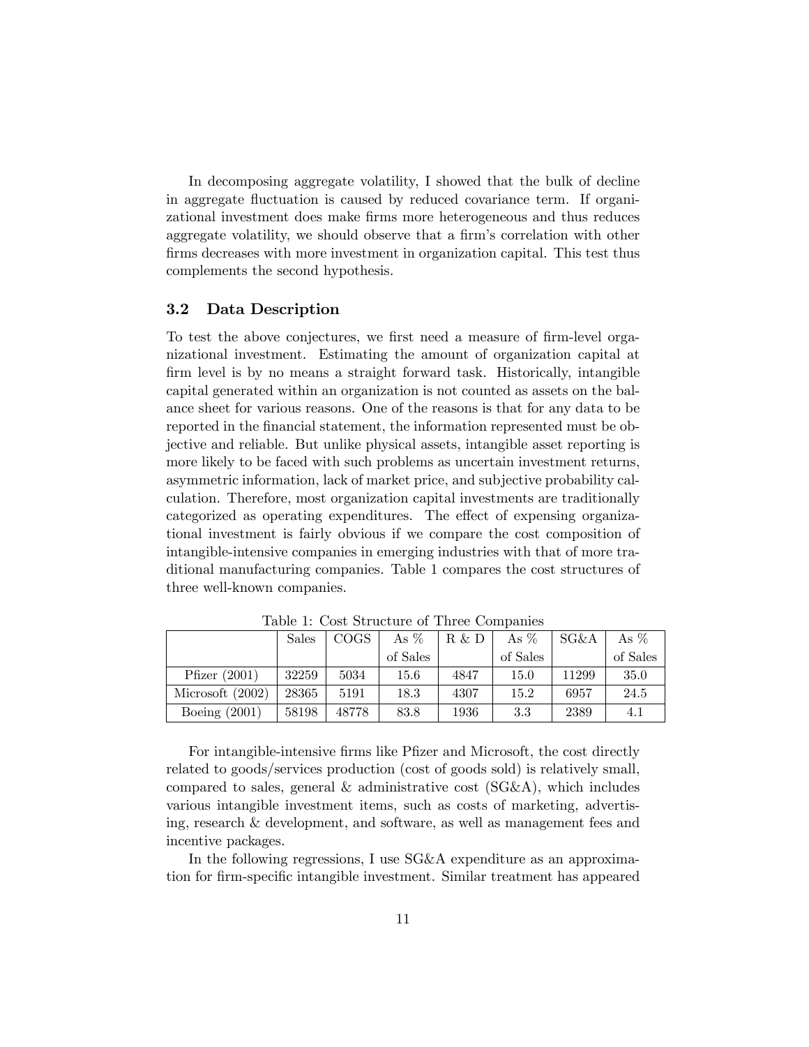In decomposing aggregate volatility, I showed that the bulk of decline in aggregate fluctuation is caused by reduced covariance term. If organizational investment does make firms more heterogeneous and thus reduces aggregate volatility, we should observe that a firm's correlation with other firms decreases with more investment in organization capital. This test thus complements the second hypothesis.

### 3.2 Data Description

To test the above conjectures, we first need a measure of firm-level organizational investment. Estimating the amount of organization capital at firm level is by no means a straight forward task. Historically, intangible capital generated within an organization is not counted as assets on the balance sheet for various reasons. One of the reasons is that for any data to be reported in the financial statement, the information represented must be objective and reliable. But unlike physical assets, intangible asset reporting is more likely to be faced with such problems as uncertain investment returns, asymmetric information, lack of market price, and subjective probability calculation. Therefore, most organization capital investments are traditionally categorized as operating expenditures. The effect of expensing organizational investment is fairly obvious if we compare the cost composition of intangible-intensive companies in emerging industries with that of more traditional manufacturing companies. Table 1 compares the cost structures of three well-known companies.

Table 1: Cost Structure of Three Companies

| | Sales | COGS | As % of Sales | R & D | As % of Sales | SG&A | As % of Sales |
|---|---|---|---|---|---|---|---|
| Pfizer (2001) | 32259 | 5034 | 15.6 | 4847 | 15.0 | 11299 | 35.0 |
| Microsoft (2002) | 28365 | 5191 | 18.3 | 4307 | 15.2 | 6957 | 24.5 |
| Boeing (2001) | 58198 | 48778 | 83.8 | 1936 | 3.3 | 2389 | 4.1 |

For intangible-intensive firms like Pfizer and Microsoft, the cost directly related to goods/services production (cost of goods sold) is relatively small, compared to sales, general & administrative cost (SG&A), which includes various intangible investment items, such as costs of marketing, advertising, research & development, and software, as well as management fees and incentive packages.

In the following regressions, I use SG&A expenditure as an approximation for firm-specific intangible investment. Similar treatment has appeared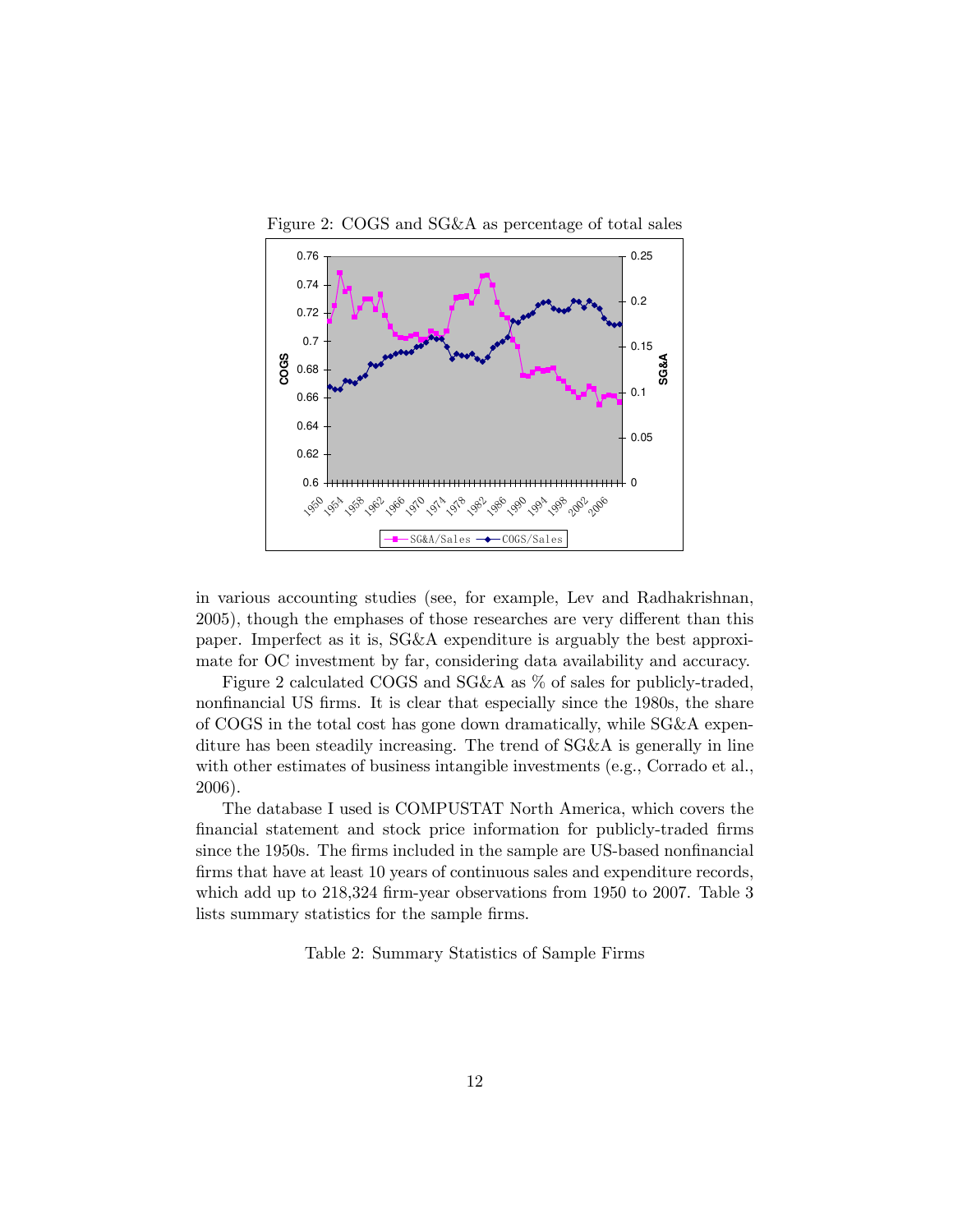Figure 2: COGS and SG&A as percentage of total sales

in various accounting studies (see, for example, Lev and Radhakrishnan, 2005), though the emphases of those researches are very different than this paper. Imperfect as it is, SG&A expenditure is arguably the best approximate for OC investment by far, considering data availability and accuracy.

Figure 2 calculated COGS and SG&A as % of sales for publicly-traded, nonfinancial US firms. It is clear that especially since the 1980s, the share of COGS in the total cost has gone down dramatically, while SG&A expenditure has been steadily increasing. The trend of SG&A is generally in line with other estimates of business intangible investments (e.g., Corrado et al., 2006).

The database I used is COMPUSTAT North America, which covers the financial statement and stock price information for publicly-traded firms since the 1950s. The firms included in the sample are US-based nonfinancial firms that have at least 10 years of continuous sales and expenditure records, which add up to 218,324 firm-year observations from 1950 to 2007. Table 3 lists summary statistics for the sample firms.

Table 2: Summary Statistics of Sample Firms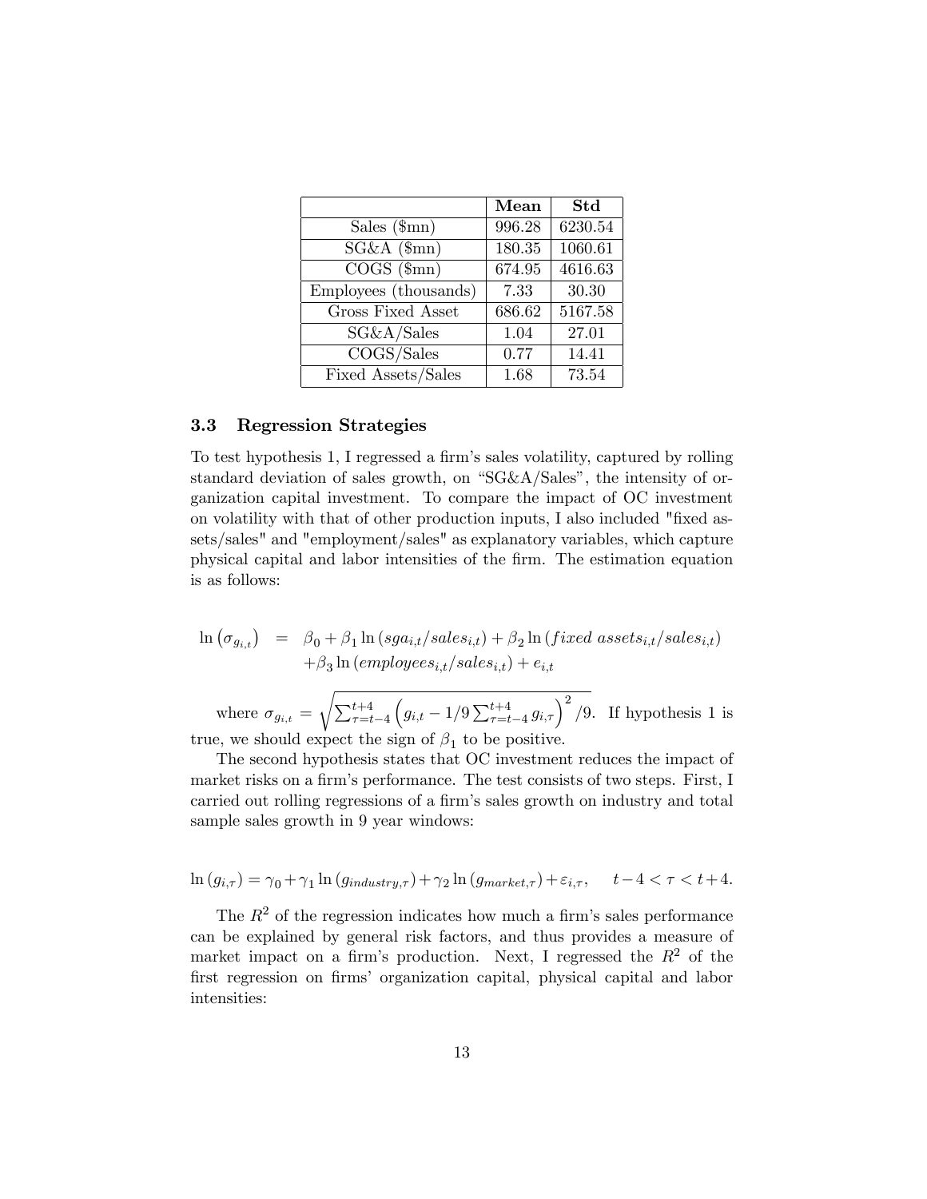|  | **Mean** | **Std** |
|---|---|---|
| Sales ($mn) | 996.28 | 6230.54 |
| SG&A ($mn) | 180.35 | 1060.61 |
| COGS ($mn) | 674.95 | 4616.63 |
| Employees (thousands) | 7.33 | 30.30 |
| Gross Fixed Asset | 686.62 | 5167.58 |
| SG&A/Sales | 1.04 | 27.01 |
| COGS/Sales | 0.77 | 14.41 |
| Fixed Assets/Sales | 1.68 | 73.54 |

### 3.3 Regression Strategies

To test hypothesis 1, I regressed a firm's sales volatility, captured by rolling standard deviation of sales growth, on "SG&A/Sales", the intensity of organization capital investment. To compare the impact of OC investment on volatility with that of other production inputs, I also included "fixed assets/sales" and "employment/sales" as explanatory variables, which capture physical capital and labor intensities of the firm. The estimation equation is as follows:

$$
\begin{aligned}
\ln\left(\sigma_{g_{i,t}}\right) &= \beta_0 + \beta_1 \ln\left(sga_{i,t}/sales_{i,t}\right) + \beta_2 \ln\left(fixed\ assets_{i,t}/sales_{i,t}\right) \\
&\quad + \beta_3 \ln\left(employees_{i,t}/sales_{i,t}\right) + e_{i,t}
\end{aligned}
$$

where $\sigma_{g_{i,t}} = \sqrt{\sum_{\tau=t-4}^{t+4}\left(g_{i,t} - 1/9\sum_{\tau=t-4}^{t+4} g_{i,\tau}\right)^2/9}$. If hypothesis 1 is true, we should expect the sign of $\beta_1$ to be positive.

The second hypothesis states that OC investment reduces the impact of market risks on a firm's performance. The test consists of two steps. First, I carried out rolling regressions of a firm's sales growth on industry and total sample sales growth in 9 year windows:

$$
\ln\left(g_{i,\tau}\right) = \gamma_0 + \gamma_1 \ln\left(g_{industry,\tau}\right) + \gamma_2 \ln\left(g_{market,\tau}\right) + \varepsilon_{i,\tau}, \quad t-4 < \tau < t+4.
$$

The $R^2$ of the regression indicates how much a firm's sales performance can be explained by general risk factors, and thus provides a measure of market impact on a firm's production. Next, I regressed the $R^2$ of the first regression on firms' organization capital, physical capital and labor intensities: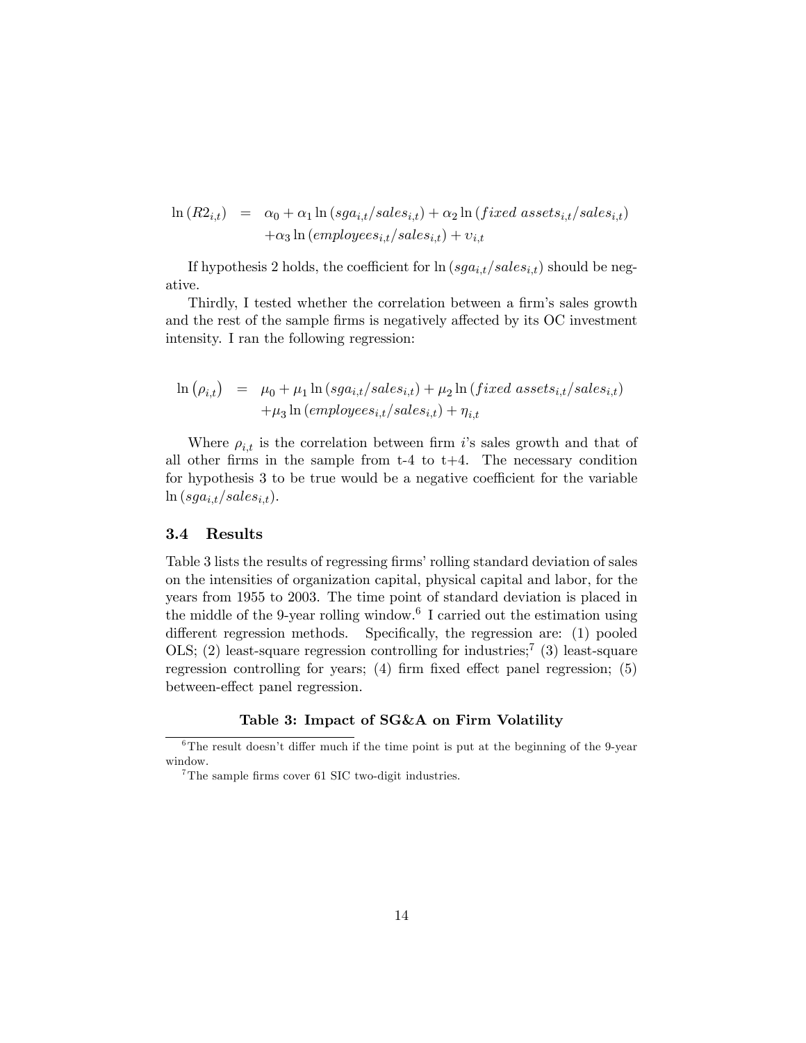$$\ln(R2_{i,t}) = \alpha_0 + \alpha_1 \ln(sga_{i,t}/sales_{i,t}) + \alpha_2 \ln(fixed\ assets_{i,t}/sales_{i,t}) + \alpha_3 \ln(employees_{i,t}/sales_{i,t}) + \upsilon_{i,t}$$

If hypothesis 2 holds, the coefficient for $\ln(sga_{i,t}/sales_{i,t})$ should be negative.

Thirdly, I tested whether the correlation between a firm's sales growth and the rest of the sample firms is negatively affected by its OC investment intensity. I ran the following regression:

$$\ln(\rho_{i,t}) = \mu_0 + \mu_1 \ln(sga_{i,t}/sales_{i,t}) + \mu_2 \ln(fixed\ assets_{i,t}/sales_{i,t}) + \mu_3 \ln(employees_{i,t}/sales_{i,t}) + \eta_{i,t}$$

Where $\rho_{i,t}$ is the correlation between firm $i$'s sales growth and that of all other firms in the sample from t-4 to t+4. The necessary condition for hypothesis 3 to be true would be a negative coefficient for the variable $\ln(sga_{i,t}/sales_{i,t})$.

### 3.4 Results

Table 3 lists the results of regressing firms' rolling standard deviation of sales on the intensities of organization capital, physical capital and labor, for the years from 1955 to 2003. The time point of standard deviation is placed in the middle of the 9-year rolling window.[6] I carried out the estimation using different regression methods. Specifically, the regression are: (1) pooled OLS; (2) least-square regression controlling for industries;[7] (3) least-square regression controlling for years; (4) firm fixed effect panel regression; (5) between-effect panel regression.

**Table 3: Impact of SG&A on Firm Volatility**

[6] The result doesn't differ much if the time point is put at the beginning of the 9-year window.

[7] The sample firms cover 61 SIC two-digit industries.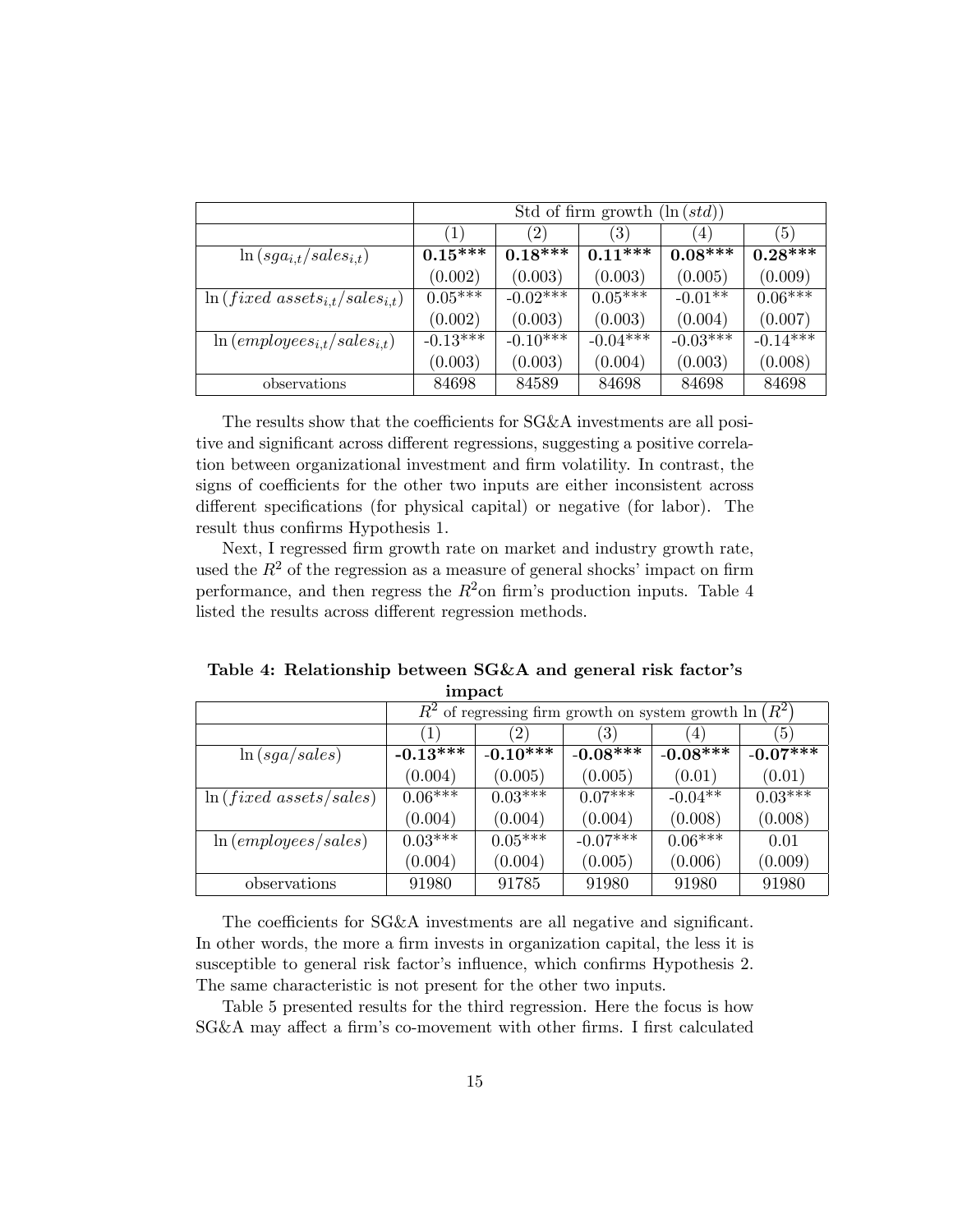| | Std of firm growth $(\ln(std))$ | | | | |
|---|---|---|---|---|---|
| | (1) | (2) | (3) | (4) | (5) |
| $\ln(sga_{i,t}/sales_{i,t})$ | **0.15*** ** | **0.18*** ** | **0.11*** ** | **0.08*** ** | **0.28*** ** |
| | (0.002) | (0.003) | (0.003) | (0.005) | (0.009) |
| $\ln(fixed\ assets_{i,t}/sales_{i,t})$ | 0.05*** | -0.02*** | 0.05*** | -0.01** | 0.06*** |
| | (0.002) | (0.003) | (0.003) | (0.004) | (0.007) |
| $\ln(employees_{i,t}/sales_{i,t})$ | -0.13*** | -0.10*** | -0.04*** | -0.03*** | -0.14*** |
| | (0.003) | (0.003) | (0.004) | (0.003) | (0.008) |
| observations | 84698 | 84589 | 84698 | 84698 | 84698 |

The results show that the coefficients for SG&A investments are all positive and significant across different regressions, suggesting a positive correlation between organizational investment and firm volatility. In contrast, the signs of coefficients for the other two inputs are either inconsistent across different specifications (for physical capital) or negative (for labor). The result thus confirms Hypothesis 1.

Next, I regressed firm growth rate on market and industry growth rate, used the $R^2$ of the regression as a measure of general shocks' impact on firm performance, and then regress the $R^2$on firm's production inputs. Table 4 listed the results across different regression methods.

**Table 4: Relationship between SG&A and general risk factor's impact**

| | $R^2$ of regressing firm growth on system growth $\ln(R^2)$ | | | | |
|---|---|---|---|---|---|
| | (1) | (2) | (3) | (4) | (5) |
| $\ln(sga/sales)$ | **-0.13*** ** | **-0.10*** ** | **-0.08*** ** | **-0.08*** ** | **-0.07*** ** |
| | (0.004) | (0.005) | (0.005) | (0.01) | (0.01) |
| $\ln(fixed\ assets/sales)$ | 0.06*** | 0.03*** | 0.07*** | -0.04** | 0.03*** |
| | (0.004) | (0.004) | (0.004) | (0.008) | (0.008) |
| $\ln(employees/sales)$ | 0.03*** | 0.05*** | -0.07*** | 0.06*** | 0.01 |
| | (0.004) | (0.004) | (0.005) | (0.006) | (0.009) |
| observations | 91980 | 91785 | 91980 | 91980 | 91980 |

The coefficients for SG&A investments are all negative and significant. In other words, the more a firm invests in organization capital, the less it is susceptible to general risk factor's influence, which confirms Hypothesis 2. The same characteristic is not present for the other two inputs.

Table 5 presented results for the third regression. Here the focus is how SG&A may affect a firm's co-movement with other firms. I first calculated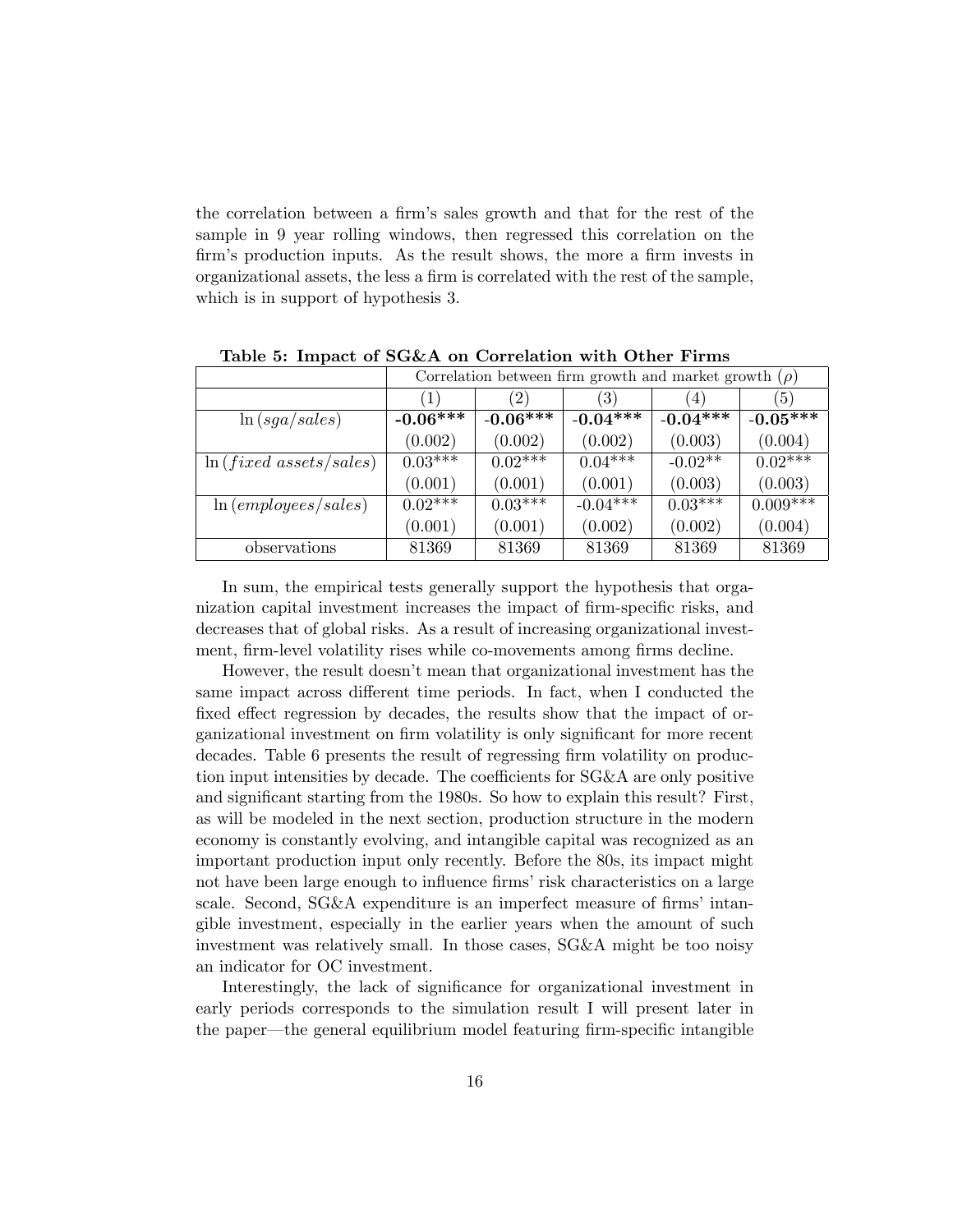the correlation between a firm's sales growth and that for the rest of the sample in 9 year rolling windows, then regressed this correlation on the firm's production inputs. As the result shows, the more a firm invests in organizational assets, the less a firm is correlated with the rest of the sample, which is in support of hypothesis 3.

**Table 5: Impact of SG&A on Correlation with Other Firms**

| | Correlation between firm growth and market growth ($\rho$) | | | | |
|---|---|---|---|---|---|
| | (1) | (2) | (3) | (4) | (5) |
| $\ln(sga/sales)$ | **-0.06\*\*\*** | **-0.06\*\*\*** | **-0.04\*\*\*** | **-0.04\*\*\*** | **-0.05\*\*\*** |
| | (0.002) | (0.002) | (0.002) | (0.003) | (0.004) |
| $\ln(fixed\ assets/sales)$ | 0.03*** | 0.02*** | 0.04*** | -0.02** | 0.02*** |
| | (0.001) | (0.001) | (0.001) | (0.003) | (0.003) |
| $\ln(employees/sales)$ | 0.02*** | 0.03*** | -0.04*** | 0.03*** | 0.009*** |
| | (0.001) | (0.001) | (0.002) | (0.002) | (0.004) |
| observations | 81369 | 81369 | 81369 | 81369 | 81369 |

In sum, the empirical tests generally support the hypothesis that organization capital investment increases the impact of firm-specific risks, and decreases that of global risks. As a result of increasing organizational investment, firm-level volatility rises while co-movements among firms decline.

However, the result doesn't mean that organizational investment has the same impact across different time periods. In fact, when I conducted the fixed effect regression by decades, the results show that the impact of organizational investment on firm volatility is only significant for more recent decades. Table 6 presents the result of regressing firm volatility on production input intensities by decade. The coefficients for SG&A are only positive and significant starting from the 1980s. So how to explain this result? First, as will be modeled in the next section, production structure in the modern economy is constantly evolving, and intangible capital was recognized as an important production input only recently. Before the 80s, its impact might not have been large enough to influence firms' risk characteristics on a large scale. Second, SG&A expenditure is an imperfect measure of firms' intangible investment, especially in the earlier years when the amount of such investment was relatively small. In those cases, SG&A might be too noisy an indicator for OC investment.

Interestingly, the lack of significance for organizational investment in early periods corresponds to the simulation result I will present later in the paper—the general equilibrium model featuring firm-specific intangible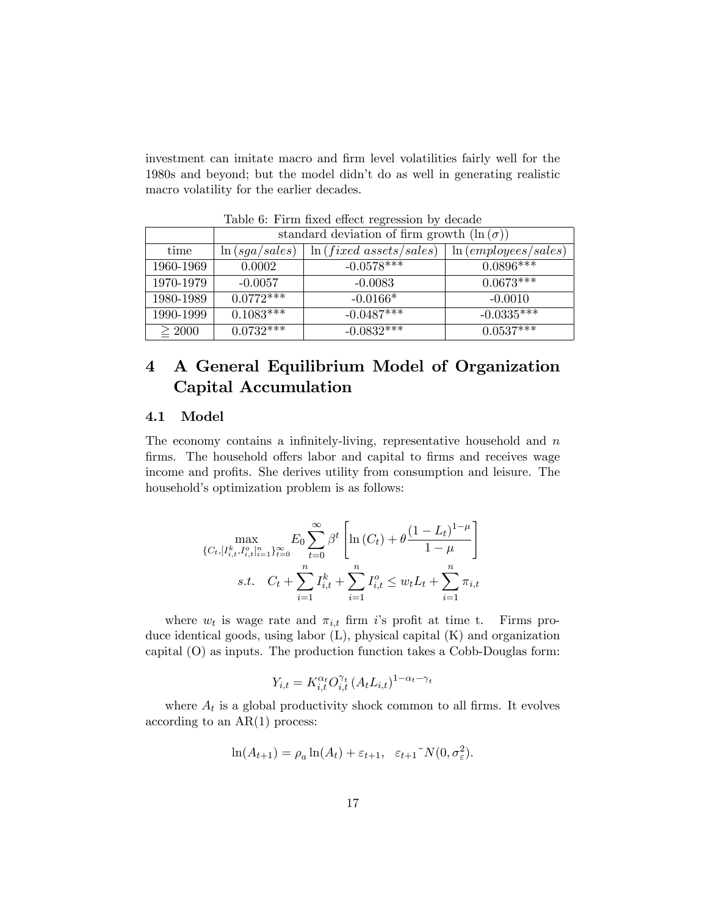investment can imitate macro and firm level volatilities fairly well for the 1980s and beyond; but the model didn't do as well in generating realistic macro volatility for the earlier decades.

Table 6: Firm fixed effect regression by decade

| | standard deviation of firm growth ($\ln(\sigma)$) | | |
|---|---|---|---|
| time | $\ln(sga/sales)$ | $\ln(fixed\ assets/sales)$ | $\ln(employees/sales)$ |
| 1960-1969 | 0.0002 | -0.0578*** | 0.0896*** |
| 1970-1979 | -0.0057 | -0.0083 | 0.0673*** |
| 1980-1989 | 0.0772*** | -0.0166* | -0.0010 |
| 1990-1999 | 0.1083*** | -0.0487*** | -0.0335*** |
| $\geqq 2000$ | 0.0732*** | -0.0832*** | 0.0537*** |

# 4 A General Equilibrium Model of Organization Capital Accumulation

## 4.1 Model

The economy contains a infinitely-living, representative household and $n$ firms. The household offers labor and capital to firms and receives wage income and profits. She derives utility from consumption and leisure. The household's optimization problem is as follows:

$$\max_{\{C_t,[I^k_{i,t},I^o_{i,t}]_{i=1}^n\}_{t=0}^\infty} E_0 \sum_{t=0}^{\infty} \beta^t \left[ \ln(C_t) + \theta \frac{(1-L_t)^{1-\mu}}{1-\mu} \right]$$

$$s.t. \quad C_t + \sum_{i=1}^{n} I^k_{i,t} + \sum_{i=1}^{n} I^o_{i,t} \leq w_t L_t + \sum_{i=1}^{n} \pi_{i,t}$$

where $w_t$ is wage rate and $\pi_{i,t}$ firm $i$'s profit at time t. Firms produce identical goods, using labor (L), physical capital (K) and organization capital (O) as inputs. The production function takes a Cobb-Douglas form:

$$Y_{i,t} = K_{i,t}^{\alpha_t} O_{i,t}^{\gamma_t} (A_t L_{i,t})^{1-\alpha_t-\gamma_t}$$

where $A_t$ is a global productivity shock common to all firms. It evolves according to an AR(1) process:

$$\ln(A_{t+1}) = \rho_a \ln(A_t) + \varepsilon_{t+1}, \quad \varepsilon_{t+1} \sim N(0, \sigma_\varepsilon^2).$$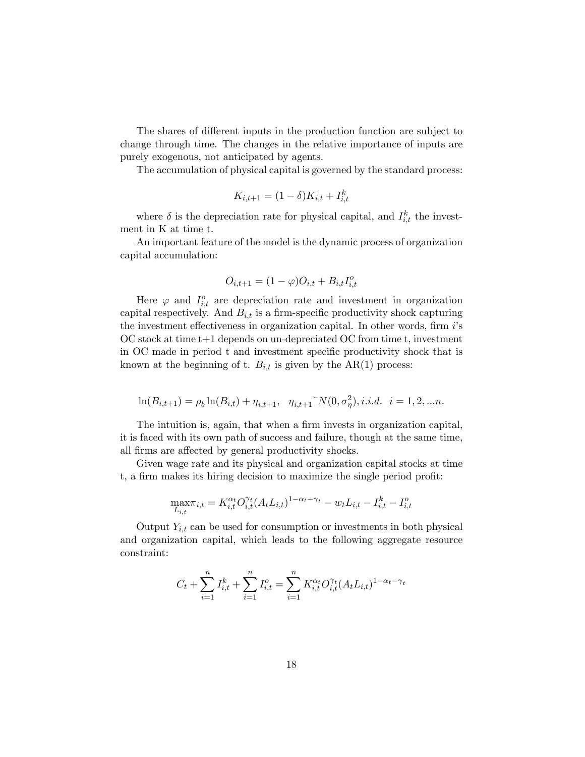The shares of different inputs in the production function are subject to change through time. The changes in the relative importance of inputs are purely exogenous, not anticipated by agents.

The accumulation of physical capital is governed by the standard process:

$$K_{i,t+1} = (1-\delta)K_{i,t} + I_{i,t}^k$$

where $\delta$ is the depreciation rate for physical capital, and $I_{i,t}^k$ the investment in K at time t.

An important feature of the model is the dynamic process of organization capital accumulation:

$$O_{i,t+1} = (1-\varphi)O_{i,t} + B_{i,t}I_{i,t}^o$$

Here $\varphi$ and $I_{i,t}^o$ are depreciation rate and investment in organization capital respectively. And $B_{i,t}$ is a firm-specific productivity shock capturing the investment effectiveness in organization capital. In other words, firm $i$'s OC stock at time t+1 depends on un-depreciated OC from time t, investment in OC made in period t and investment specific productivity shock that is known at the beginning of t. $B_{i,t}$ is given by the AR(1) process:

$$\ln(B_{i,t+1}) = \rho_b \ln(B_{i,t}) + \eta_{i,t+1}, \quad \eta_{i,t+1} \tilde{\ } N(0, \sigma_\eta^2), i.i.d. \;\; i = 1, 2, ...n.$$

The intuition is, again, that when a firm invests in organization capital, it is faced with its own path of success and failure, though at the same time, all firms are affected by general productivity shocks.

Given wage rate and its physical and organization capital stocks at time t, a firm makes its hiring decision to maximize the single period profit:

$$\max_{L_{i,t}} \pi_{i,t} = K_{i,t}^{\alpha_t} O_{i,t}^{\gamma_t} (A_t L_{i,t})^{1-\alpha_t-\gamma_t} - w_t L_{i,t} - I_{i,t}^k - I_{i,t}^o$$

Output $Y_{i,t}$ can be used for consumption or investments in both physical and organization capital, which leads to the following aggregate resource constraint:

$$C_t + \sum_{i=1}^n I_{i,t}^k + \sum_{i=1}^n I_{i,t}^o = \sum_{i=1}^n K_{i,t}^{\alpha_t} O_{i,t}^{\gamma_t} (A_t L_{i,t})^{1-\alpha_t-\gamma_t}$$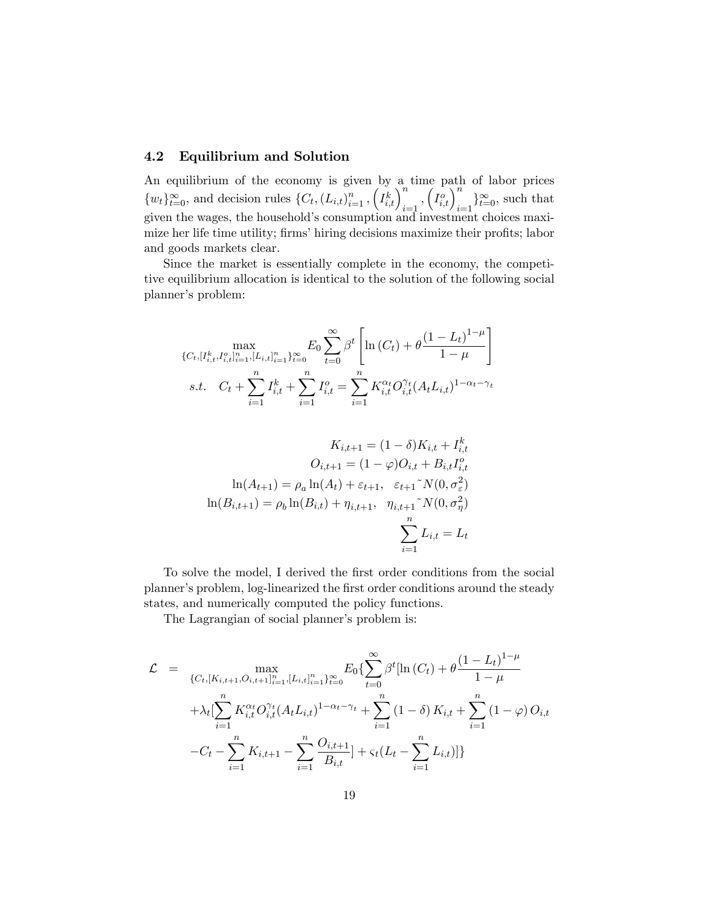### 4.2 Equilibrium and Solution

An equilibrium of the economy is given by a time path of labor prices $\{w_t\}_{t=0}^{\infty}$, and decision rules $\{C_t, (L_{i,t})_{i=1}^{n}, \left(I_{i,t}^{k}\right)_{i=1}^{n}, \left(I_{i,t}^{o}\right)_{i=1}^{n}\}_{t=0}^{\infty}$, such that given the wages, the household's consumption and investment choices maximize her life time utility; firms' hiring decisions maximize their profits; labor and goods markets clear.

Since the market is essentially complete in the economy, the competitive equilibrium allocation is identical to the solution of the following social planner's problem:

$$\max_{\{C_t,[I_{i,t}^k,I_{i,t}^o]_{i=1}^n,[L_{i,t}]_{i=1}^n\}_{t=0}^{\infty}} E_0 \sum_{t=0}^{\infty} \beta^t \left[ \ln(C_t) + \theta \frac{(1-L_t)^{1-\mu}}{1-\mu} \right]$$

$$s.t. \quad C_t + \sum_{i=1}^{n} I_{i,t}^k + \sum_{i=1}^{n} I_{i,t}^o = \sum_{i=1}^{n} K_{i,t}^{\alpha_t} O_{i,t}^{\gamma_t} (A_t L_{i,t})^{1-\alpha_t-\gamma_t}$$

$$K_{i,t+1} = (1-\delta)K_{i,t} + I_{i,t}^k$$

$$O_{i,t+1} = (1-\varphi)O_{i,t} + B_{i,t} I_{i,t}^o$$

$$\ln(A_{t+1}) = \rho_a \ln(A_t) + \varepsilon_{t+1}, \quad \varepsilon_{t+1} \tilde{\ } N(0, \sigma_\varepsilon^2)$$

$$\ln(B_{i,t+1}) = \rho_b \ln(B_{i,t}) + \eta_{i,t+1}, \quad \eta_{i,t+1} \tilde{\ } N(0, \sigma_\eta^2)$$

$$\sum_{i=1}^{n} L_{i,t} = L_t$$

To solve the model, I derived the first order conditions from the social planner's problem, log-linearized the first order conditions around the steady states, and numerically computed the policy functions.

The Lagrangian of social planner's problem is:

$$\begin{aligned}
\mathcal{L} \quad = \quad & \max_{\{C_t,[K_{i,t+1},O_{i,t+1}]_{i=1}^n,[L_{i,t}]_{i=1}^n\}_{t=0}^{\infty}} E_0 \{ \sum_{t=0}^{\infty} \beta^t [\ln(C_t) + \theta \frac{(1-L_t)^{1-\mu}}{1-\mu} \\
& + \lambda_t [\sum_{i=1}^{n} K_{i,t}^{\alpha_t} O_{i,t}^{\gamma_t} (A_t L_{i,t})^{1-\alpha_t-\gamma_t} + \sum_{i=1}^{n} (1-\delta) K_{i,t} + \sum_{i=1}^{n} (1-\varphi) O_{i,t} \\
& - C_t - \sum_{i=1}^{n} K_{i,t+1} - \sum_{i=1}^{n} \frac{O_{i,t+1}}{B_{i,t}} ] + \varsigma_t (L_t - \sum_{i=1}^{n} L_{i,t}) ] \}
\end{aligned}$$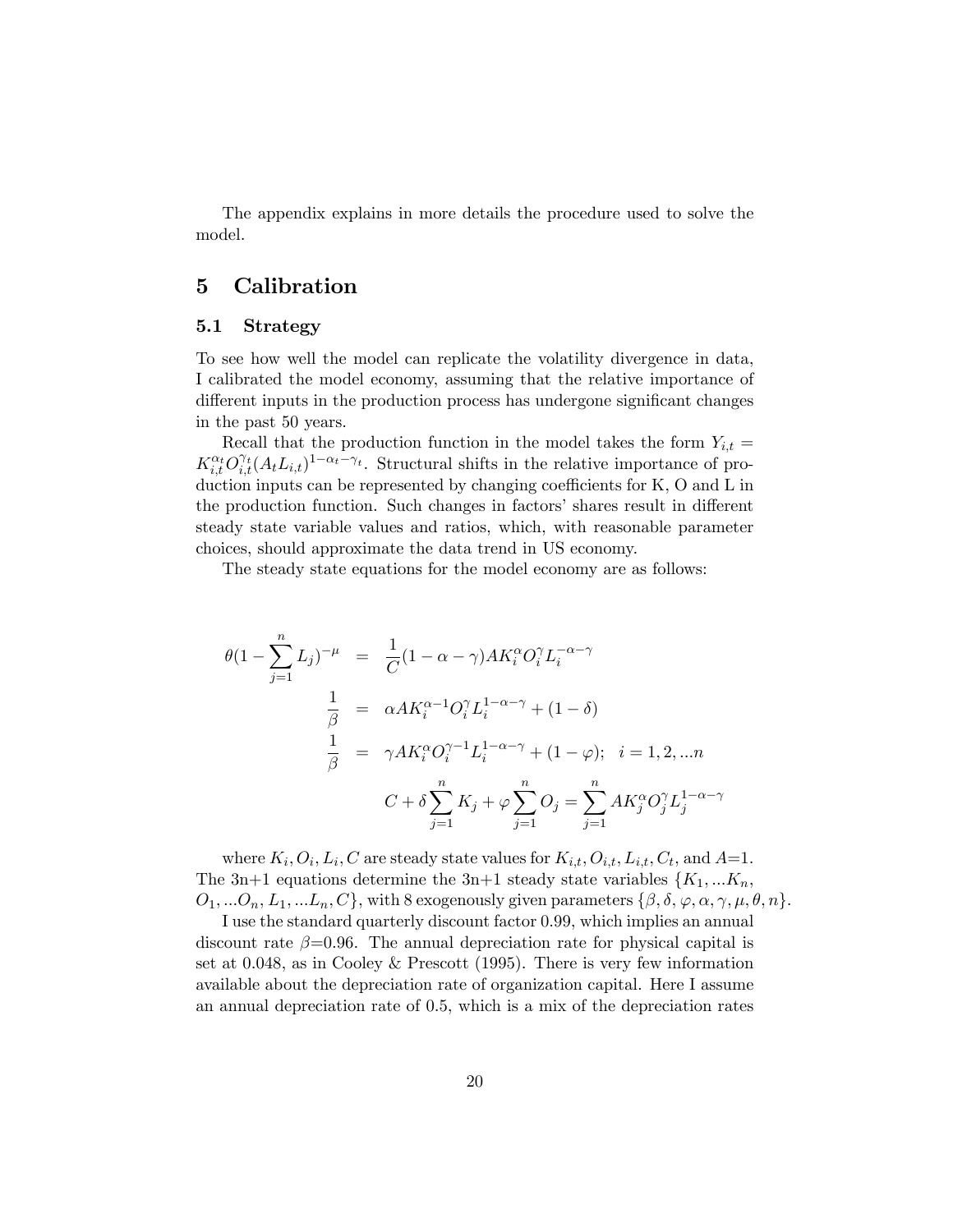The appendix explains in more details the procedure used to solve the model.

# 5 Calibration

## 5.1 Strategy

To see how well the model can replicate the volatility divergence in data, I calibrated the model economy, assuming that the relative importance of different inputs in the production process has undergone significant changes in the past 50 years.

Recall that the production function in the model takes the form $Y_{i,t} = K_{i,t}^{\alpha_t} O_{i,t}^{\gamma_t} (A_t L_{i,t})^{1-\alpha_t-\gamma_t}$. Structural shifts in the relative importance of production inputs can be represented by changing coefficients for K, O and L in the production function. Such changes in factors' shares result in different steady state variable values and ratios, which, with reasonable parameter choices, should approximate the data trend in US economy.

The steady state equations for the model economy are as follows:

$$
\begin{aligned}
\theta(1-\sum_{j=1}^{n} L_j)^{-\mu} &= \frac{1}{C}(1-\alpha-\gamma)AK_i^{\alpha}O_i^{\gamma}L_i^{-\alpha-\gamma} \\
\frac{1}{\beta} &= \alpha AK_i^{\alpha-1}O_i^{\gamma}L_i^{1-\alpha-\gamma} + (1-\delta) \\
\frac{1}{\beta} &= \gamma AK_i^{\alpha}O_i^{\gamma-1}L_i^{1-\alpha-\gamma} + (1-\varphi); \quad i = 1, 2, ...n \\
C + \delta \sum_{j=1}^{n} K_j + \varphi \sum_{j=1}^{n} O_j &= \sum_{j=1}^{n} AK_j^{\alpha}O_j^{\gamma}L_j^{1-\alpha-\gamma}
\end{aligned}
$$

where $K_i, O_i, L_i, C$ are steady state values for $K_{i,t}, O_{i,t}, L_{i,t}, C_t$, and $A$=1. The 3n+1 equations determine the 3n+1 steady state variables $\{K_1, ...K_n, O_1, ...O_n, L_1, ...L_n, C\}$, with 8 exogenously given parameters $\{\beta, \delta, \varphi, \alpha, \gamma, \mu, \theta, n\}$.

I use the standard quarterly discount factor 0.99, which implies an annual discount rate $\beta$=0.96. The annual depreciation rate for physical capital is set at 0.048, as in Cooley & Prescott (1995). There is very few information available about the depreciation rate of organization capital. Here I assume an annual depreciation rate of 0.5, which is a mix of the depreciation rates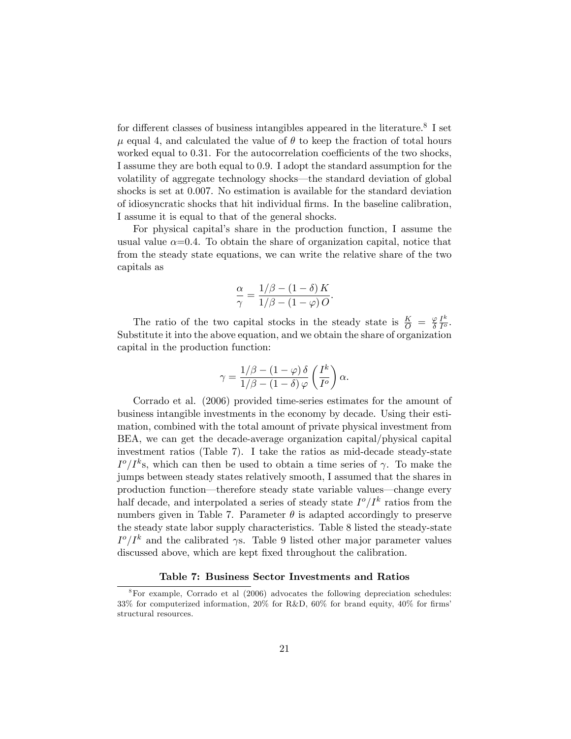for different classes of business intangibles appeared in the literature.[8] I set $\mu$ equal 4, and calculated the value of $\theta$ to keep the fraction of total hours worked equal to 0.31. For the autocorrelation coefficients of the two shocks, I assume they are both equal to 0.9. I adopt the standard assumption for the volatility of aggregate technology shocks—the standard deviation of global shocks is set at 0.007. No estimation is available for the standard deviation of idiosyncratic shocks that hit individual firms. In the baseline calibration, I assume it is equal to that of the general shocks.

For physical capital's share in the production function, I assume the usual value $\alpha$=0.4. To obtain the share of organization capital, notice that from the steady state equations, we can write the relative share of the two capitals as

$$\frac{\alpha}{\gamma} = \frac{1/\beta - (1-\delta)\,K}{1/\beta - (1-\varphi)\,O}.$$

The ratio of the two capital stocks in the steady state is $\frac{K}{O} = \frac{\varphi}{\delta}\frac{I^k}{I^o}$. Substitute it into the above equation, and we obtain the share of organization capital in the production function:

$$\gamma = \frac{1/\beta - (1-\varphi)\,\delta}{1/\beta - (1-\delta)\,\varphi}\left(\frac{I^k}{I^o}\right)\alpha.$$

Corrado et al. (2006) provided time-series estimates for the amount of business intangible investments in the economy by decade. Using their estimation, combined with the total amount of private physical investment from BEA, we can get the decade-average organization capital/physical capital investment ratios (Table 7). I take the ratios as mid-decade steady-state $I^o/I^k$s, which can then be used to obtain a time series of $\gamma$. To make the jumps between steady states relatively smooth, I assumed that the shares in production function—therefore steady state variable values—change every half decade, and interpolated a series of steady state $I^o/I^k$ ratios from the numbers given in Table 7. Parameter $\theta$ is adapted accordingly to preserve the steady state labor supply characteristics. Table 8 listed the steady-state $I^o/I^k$ and the calibrated $\gamma$s. Table 9 listed other major parameter values discussed above, which are kept fixed throughout the calibration.

**Table 7: Business Sector Investments and Ratios**

[8] For example, Corrado et al (2006) advocates the following depreciation schedules: 33% for computerized information, 20% for R&D, 60% for brand equity, 40% for firms' structural resources.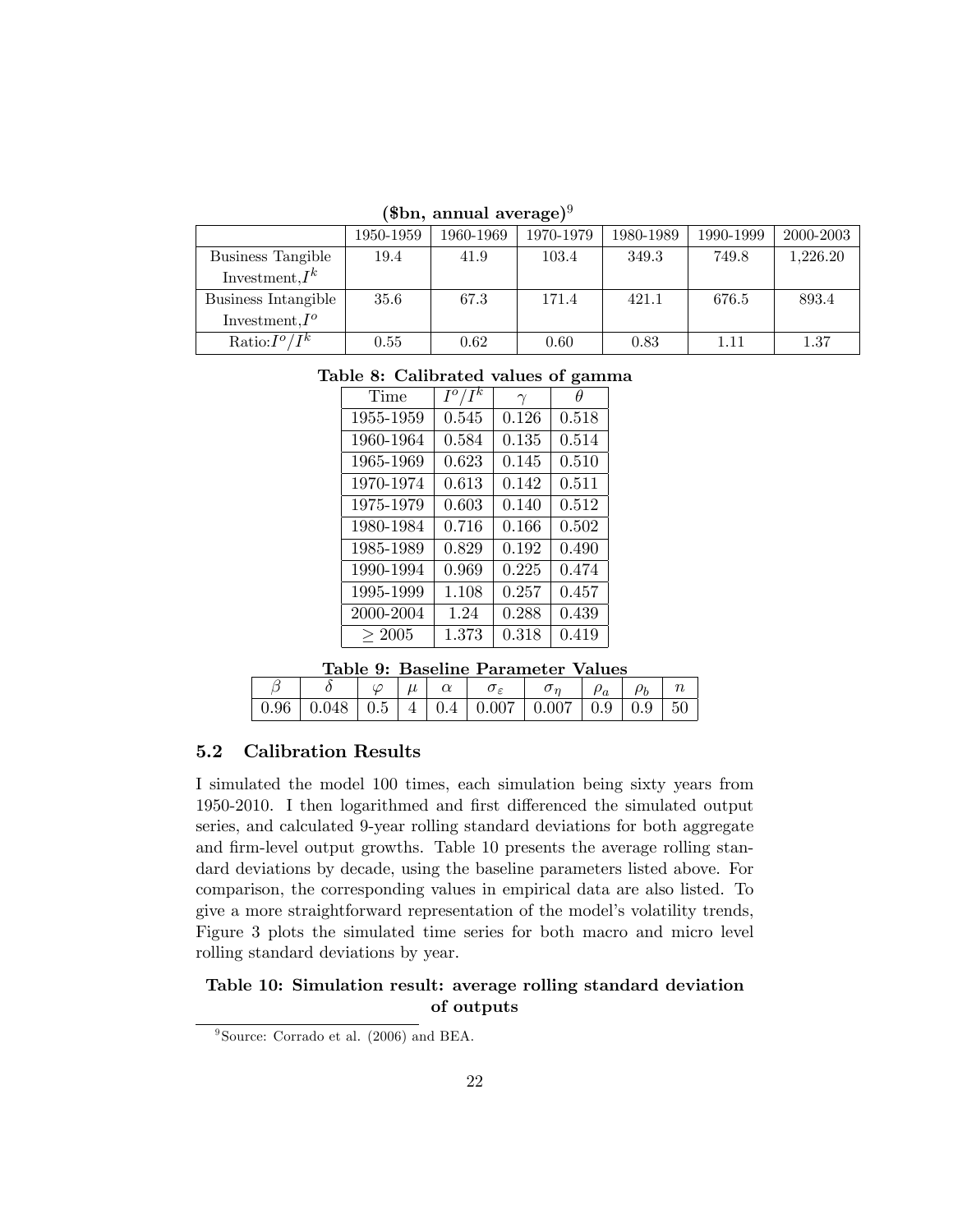**($bn, annual average)**[9]

| | 1950-1959 | 1960-1969 | 1970-1979 | 1980-1989 | 1990-1999 | 2000-2003 |
|---|---|---|---|---|---|---|
| Business Tangible Investment, $I^k$ | 19.4 | 41.9 | 103.4 | 349.3 | 749.8 | 1,226.20 |
| Business Intangible Investment, $I^o$ | 35.6 | 67.3 | 171.4 | 421.1 | 676.5 | 893.4 |
| Ratio: $I^o/I^k$ | 0.55 | 0.62 | 0.60 | 0.83 | 1.11 | 1.37 |

**Table 8: Calibrated values of gamma**

| Time | $I^o/I^k$ | $\gamma$ | $\theta$ |
|---|---|---|---|
| 1955-1959 | 0.545 | 0.126 | 0.518 |
| 1960-1964 | 0.584 | 0.135 | 0.514 |
| 1965-1969 | 0.623 | 0.145 | 0.510 |
| 1970-1974 | 0.613 | 0.142 | 0.511 |
| 1975-1979 | 0.603 | 0.140 | 0.512 |
| 1980-1984 | 0.716 | 0.166 | 0.502 |
| 1985-1989 | 0.829 | 0.192 | 0.490 |
| 1990-1994 | 0.969 | 0.225 | 0.474 |
| 1995-1999 | 1.108 | 0.257 | 0.457 |
| 2000-2004 | 1.24 | 0.288 | 0.439 |
| $\geq 2005$ | 1.373 | 0.318 | 0.419 |

**Table 9: Baseline Parameter Values**

| $\beta$ | $\delta$ | $\varphi$ | $\mu$ | $\alpha$ | $\sigma_\varepsilon$ | $\sigma_\eta$ | $\rho_a$ | $\rho_b$ | $n$ |
|---|---|---|---|---|---|---|---|---|---|
| 0.96 | 0.048 | 0.5 | 4 | 0.4 | 0.007 | 0.007 | 0.9 | 0.9 | 50 |

### 5.2 Calibration Results

I simulated the model 100 times, each simulation being sixty years from 1950-2010. I then logarithmed and first differenced the simulated output series, and calculated 9-year rolling standard deviations for both aggregate and firm-level output growths. Table 10 presents the average rolling standard deviations by decade, using the baseline parameters listed above. For comparison, the corresponding values in empirical data are also listed. To give a more straightforward representation of the model's volatility trends, Figure 3 plots the simulated time series for both macro and micro level rolling standard deviations by year.

**Table 10: Simulation result: average rolling standard deviation of outputs**

[9] Source: Corrado et al. (2006) and BEA.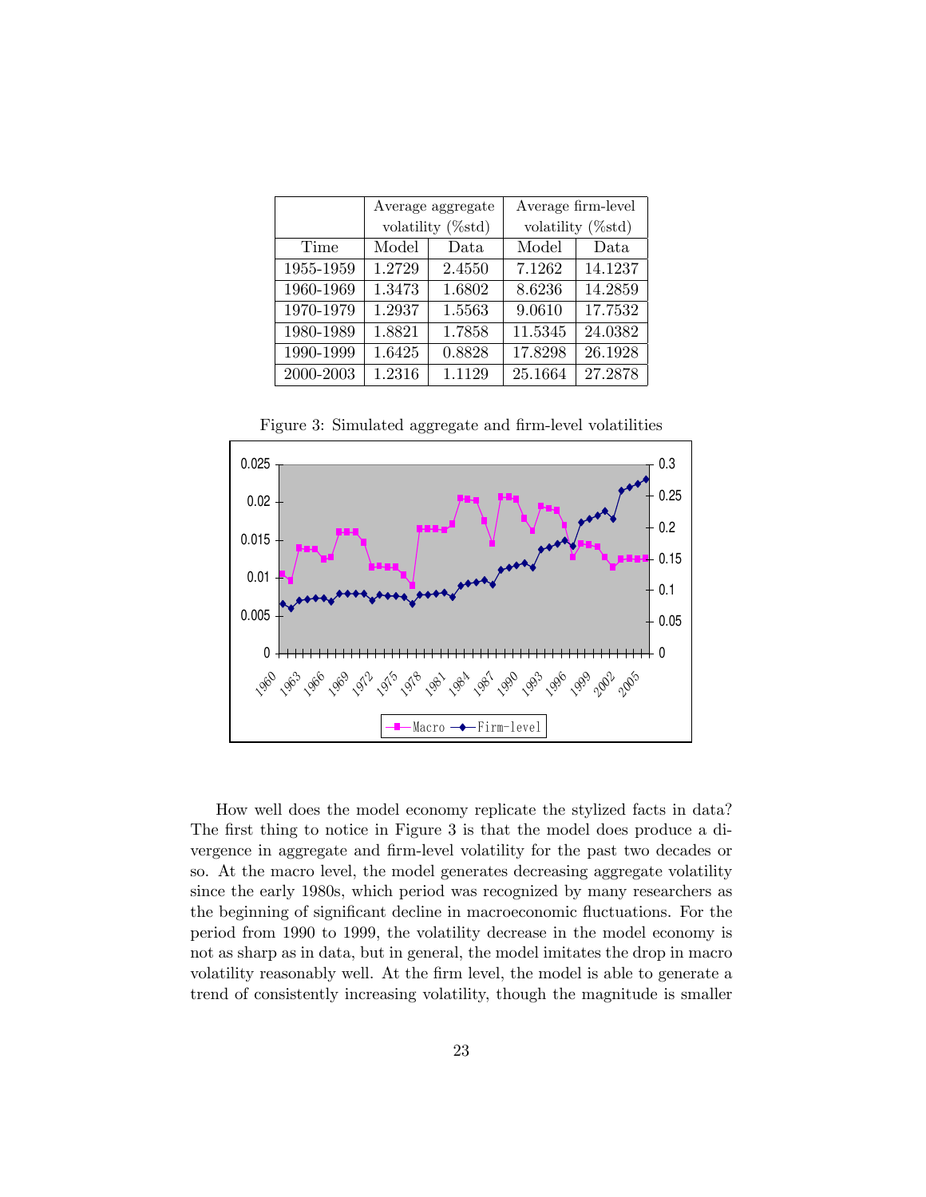| | Average aggregate volatility (%std) | | Average firm-level volatility (%std) | |
|---|---|---|---|---|
| Time | Model | Data | Model | Data |
| 1955-1959 | 1.2729 | 2.4550 | 7.1262 | 14.1237 |
| 1960-1969 | 1.3473 | 1.6802 | 8.6236 | 14.2859 |
| 1970-1979 | 1.2937 | 1.5563 | 9.0610 | 17.7532 |
| 1980-1989 | 1.8821 | 1.7858 | 11.5345 | 24.0382 |
| 1990-1999 | 1.6425 | 0.8828 | 17.8298 | 26.1928 |
| 2000-2003 | 1.2316 | 1.1129 | 25.1664 | 27.2878 |

Figure 3: Simulated aggregate and firm-level volatilities

How well does the model economy replicate the stylized facts in data? The first thing to notice in Figure 3 is that the model does produce a divergence in aggregate and firm-level volatility for the past two decades or so. At the macro level, the model generates decreasing aggregate volatility since the early 1980s, which period was recognized by many researchers as the beginning of significant decline in macroeconomic fluctuations. For the period from 1990 to 1999, the volatility decrease in the model economy is not as sharp as in data, but in general, the model imitates the drop in macro volatility reasonably well. At the firm level, the model is able to generate a trend of consistently increasing volatility, though the magnitude is smaller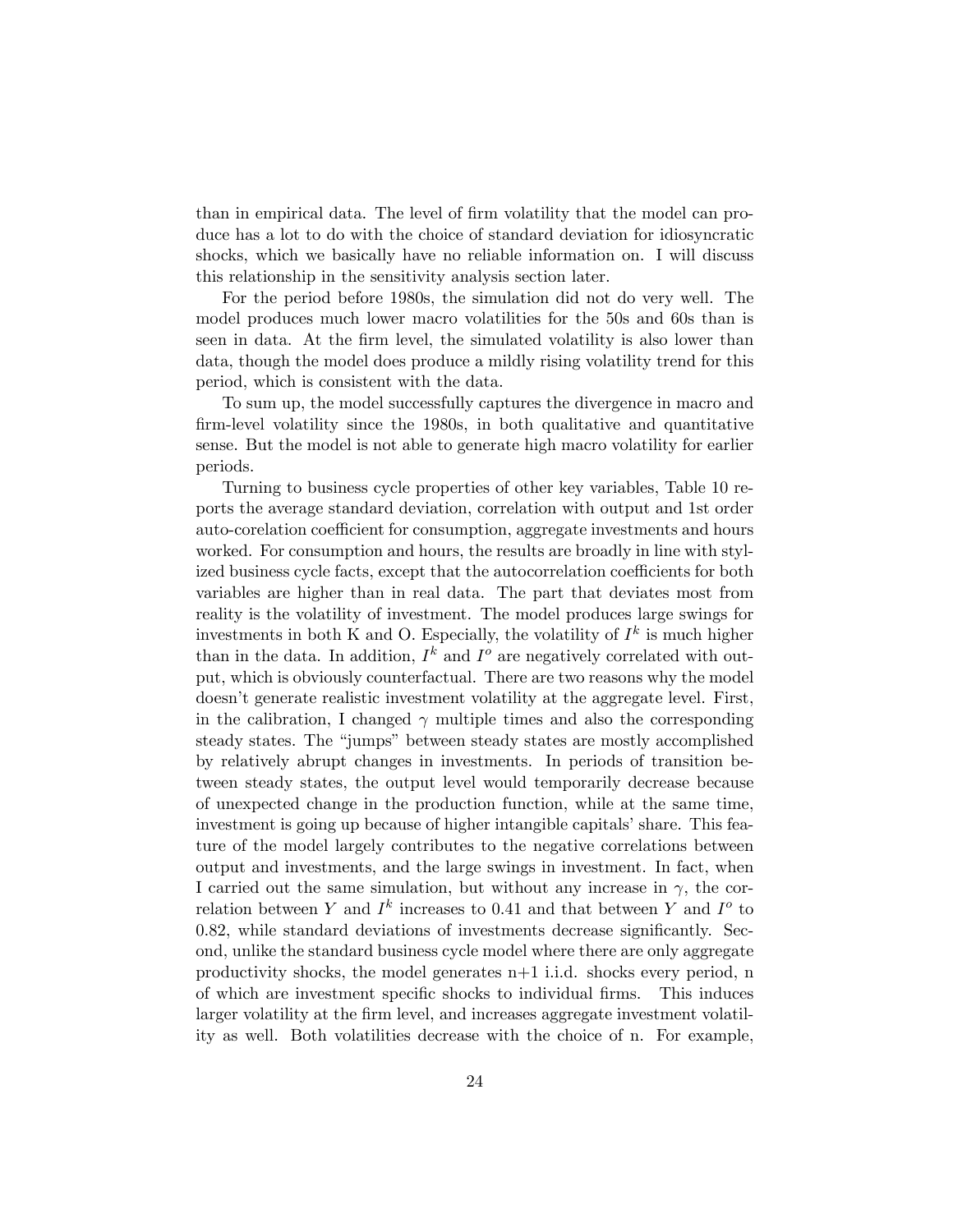than in empirical data. The level of firm volatility that the model can produce has a lot to do with the choice of standard deviation for idiosyncratic shocks, which we basically have no reliable information on. I will discuss this relationship in the sensitivity analysis section later.

For the period before 1980s, the simulation did not do very well. The model produces much lower macro volatilities for the 50s and 60s than is seen in data. At the firm level, the simulated volatility is also lower than data, though the model does produce a mildly rising volatility trend for this period, which is consistent with the data.

To sum up, the model successfully captures the divergence in macro and firm-level volatility since the 1980s, in both qualitative and quantitative sense. But the model is not able to generate high macro volatility for earlier periods.

Turning to business cycle properties of other key variables, Table 10 reports the average standard deviation, correlation with output and 1st order auto-corelation coefficient for consumption, aggregate investments and hours worked. For consumption and hours, the results are broadly in line with stylized business cycle facts, except that the autocorrelation coefficients for both variables are higher than in real data. The part that deviates most from reality is the volatility of investment. The model produces large swings for investments in both K and O. Especially, the volatility of $I^k$ is much higher than in the data. In addition, $I^k$ and $I^o$ are negatively correlated with output, which is obviously counterfactual. There are two reasons why the model doesn't generate realistic investment volatility at the aggregate level. First, in the calibration, I changed $\gamma$ multiple times and also the corresponding steady states. The "jumps" between steady states are mostly accomplished by relatively abrupt changes in investments. In periods of transition between steady states, the output level would temporarily decrease because of unexpected change in the production function, while at the same time, investment is going up because of higher intangible capitals' share. This feature of the model largely contributes to the negative correlations between output and investments, and the large swings in investment. In fact, when I carried out the same simulation, but without any increase in $\gamma$, the correlation between $Y$ and $I^k$ increases to 0.41 and that between $Y$ and $I^o$ to 0.82, while standard deviations of investments decrease significantly. Second, unlike the standard business cycle model where there are only aggregate productivity shocks, the model generates n+1 i.i.d. shocks every period, n of which are investment specific shocks to individual firms. This induces larger volatility at the firm level, and increases aggregate investment volatility as well. Both volatilities decrease with the choice of n. For example,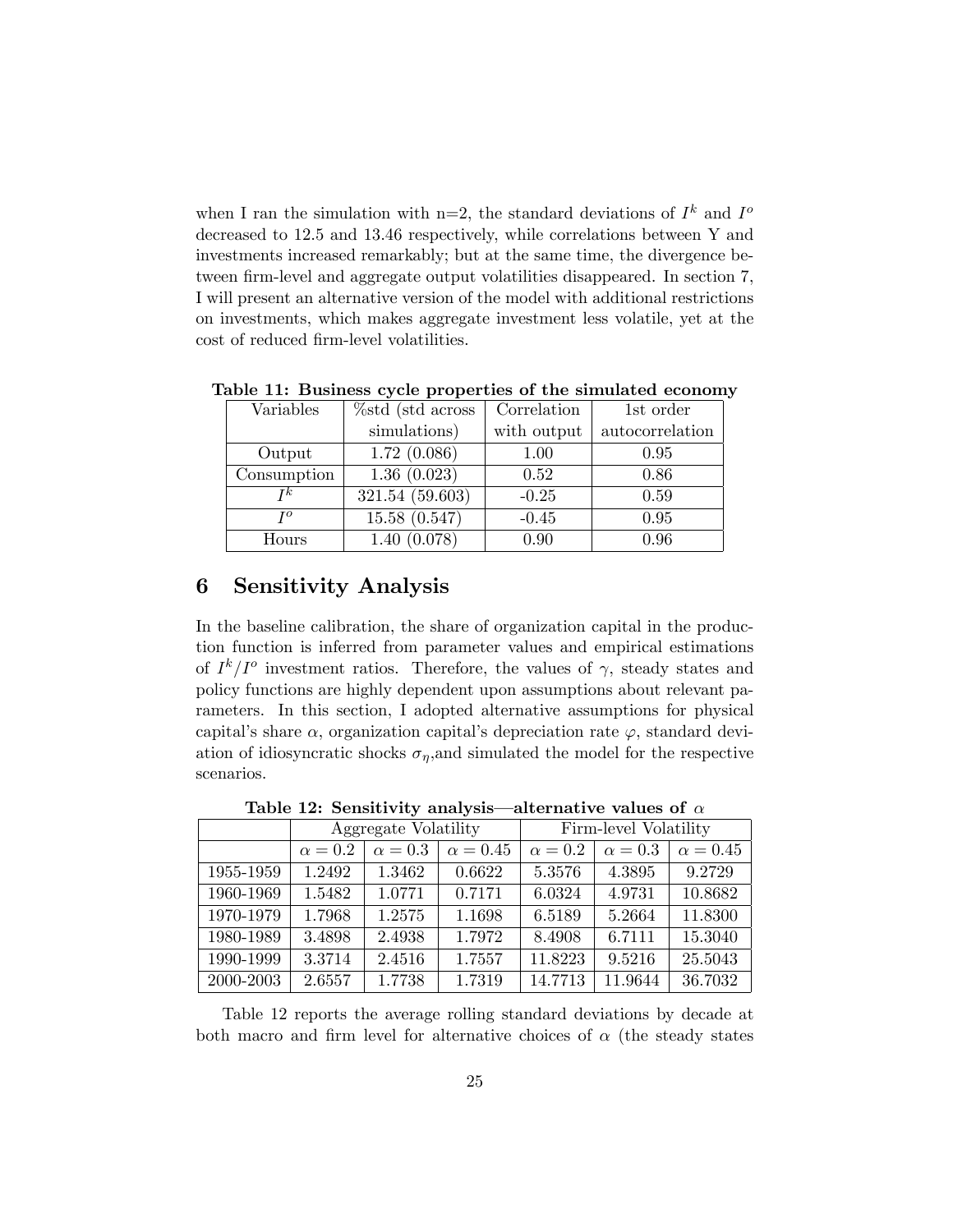when I ran the simulation with n=2, the standard deviations of $I^k$ and $I^o$ decreased to 12.5 and 13.46 respectively, while correlations between Y and investments increased remarkably; but at the same time, the divergence between firm-level and aggregate output volatilities disappeared. In section 7, I will present an alternative version of the model with additional restrictions on investments, which makes aggregate investment less volatile, yet at the cost of reduced firm-level volatilities.

**Table 11: Business cycle properties of the simulated economy**

| Variables | %std (std across simulations) | Correlation with output | 1st order autocorrelation |
|---|---|---|---|
| Output | 1.72 (0.086) | 1.00 | 0.95 |
| Consumption | 1.36 (0.023) | 0.52 | 0.86 |
| $I^k$ | 321.54 (59.603) | -0.25 | 0.59 |
| $I^o$ | 15.58 (0.547) | -0.45 | 0.95 |
| Hours | 1.40 (0.078) | 0.90 | 0.96 |

# 6 Sensitivity Analysis

In the baseline calibration, the share of organization capital in the production function is inferred from parameter values and empirical estimations of $I^k/I^o$ investment ratios. Therefore, the values of $\gamma$, steady states and policy functions are highly dependent upon assumptions about relevant parameters. In this section, I adopted alternative assumptions for physical capital's share $\alpha$, organization capital's depreciation rate $\varphi$, standard deviation of idiosyncratic shocks $\sigma_\eta$,and simulated the model for the respective scenarios.

**Table 12: Sensitivity analysis—alternative values of $\alpha$**

| | Aggregate Volatility | | | Firm-level Volatility | | |
|---|---|---|---|---|---|---|
| | $\alpha = 0.2$ | $\alpha = 0.3$ | $\alpha = 0.45$ | $\alpha = 0.2$ | $\alpha = 0.3$ | $\alpha = 0.45$ |
| 1955-1959 | 1.2492 | 1.3462 | 0.6622 | 5.3576 | 4.3895 | 9.2729 |
| 1960-1969 | 1.5482 | 1.0771 | 0.7171 | 6.0324 | 4.9731 | 10.8682 |
| 1970-1979 | 1.7968 | 1.2575 | 1.1698 | 6.5189 | 5.2664 | 11.8300 |
| 1980-1989 | 3.4898 | 2.4938 | 1.7972 | 8.4908 | 6.7111 | 15.3040 |
| 1990-1999 | 3.3714 | 2.4516 | 1.7557 | 11.8223 | 9.5216 | 25.5043 |
| 2000-2003 | 2.6557 | 1.7738 | 1.7319 | 14.7713 | 11.9644 | 36.7032 |

Table 12 reports the average rolling standard deviations by decade at both macro and firm level for alternative choices of $\alpha$ (the steady states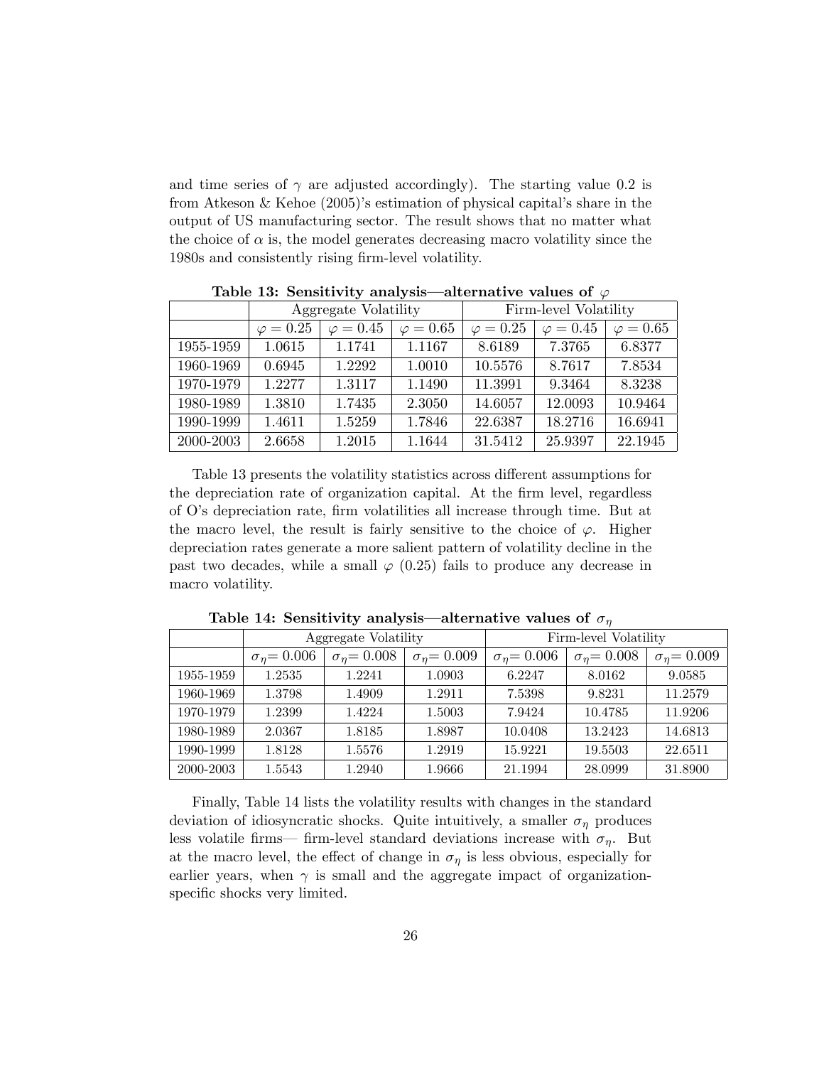and time series of $\gamma$ are adjusted accordingly). The starting value 0.2 is from Atkeson & Kehoe (2005)'s estimation of physical capital's share in the output of US manufacturing sector. The result shows that no matter what the choice of $\alpha$ is, the model generates decreasing macro volatility since the 1980s and consistently rising firm-level volatility.

**Table 13: Sensitivity analysis—alternative values of $\varphi$**

| | Aggregate Volatility | | | Firm-level Volatility | | |
|---|---|---|---|---|---|---|
| | $\varphi = 0.25$ | $\varphi = 0.45$ | $\varphi = 0.65$ | $\varphi = 0.25$ | $\varphi = 0.45$ | $\varphi = 0.65$ |
| 1955-1959 | 1.0615 | 1.1741 | 1.1167 | 8.6189 | 7.3765 | 6.8377 |
| 1960-1969 | 0.6945 | 1.2292 | 1.0010 | 10.5576 | 8.7617 | 7.8534 |
| 1970-1979 | 1.2277 | 1.3117 | 1.1490 | 11.3991 | 9.3464 | 8.3238 |
| 1980-1989 | 1.3810 | 1.7435 | 2.3050 | 14.6057 | 12.0093 | 10.9464 |
| 1990-1999 | 1.4611 | 1.5259 | 1.7846 | 22.6387 | 18.2716 | 16.6941 |
| 2000-2003 | 2.6658 | 1.2015 | 1.1644 | 31.5412 | 25.9397 | 22.1945 |

Table 13 presents the volatility statistics across different assumptions for the depreciation rate of organization capital. At the firm level, regardless of O's depreciation rate, firm volatilities all increase through time. But at the macro level, the result is fairly sensitive to the choice of $\varphi$. Higher depreciation rates generate a more salient pattern of volatility decline in the past two decades, while a small $\varphi$ (0.25) fails to produce any decrease in macro volatility.

**Table 14: Sensitivity analysis—alternative values of $\sigma_\eta$**

| | Aggregate Volatility | | | Firm-level Volatility | | |
|---|---|---|---|---|---|---|
| | $\sigma_\eta = 0.006$ | $\sigma_\eta = 0.008$ | $\sigma_\eta = 0.009$ | $\sigma_\eta = 0.006$ | $\sigma_\eta = 0.008$ | $\sigma_\eta = 0.009$ |
| 1955-1959 | 1.2535 | 1.2241 | 1.0903 | 6.2247 | 8.0162 | 9.0585 |
| 1960-1969 | 1.3798 | 1.4909 | 1.2911 | 7.5398 | 9.8231 | 11.2579 |
| 1970-1979 | 1.2399 | 1.4224 | 1.5003 | 7.9424 | 10.4785 | 11.9206 |
| 1980-1989 | 2.0367 | 1.8185 | 1.8987 | 10.0408 | 13.2423 | 14.6813 |
| 1990-1999 | 1.8128 | 1.5576 | 1.2919 | 15.9221 | 19.5503 | 22.6511 |
| 2000-2003 | 1.5543 | 1.2940 | 1.9666 | 21.1994 | 28.0999 | 31.8900 |

Finally, Table 14 lists the volatility results with changes in the standard deviation of idiosyncratic shocks. Quite intuitively, a smaller $\sigma_\eta$ produces less volatile firms— firm-level standard deviations increase with $\sigma_\eta$. But at the macro level, the effect of change in $\sigma_\eta$ is less obvious, especially for earlier years, when $\gamma$ is small and the aggregate impact of organization-specific shocks very limited.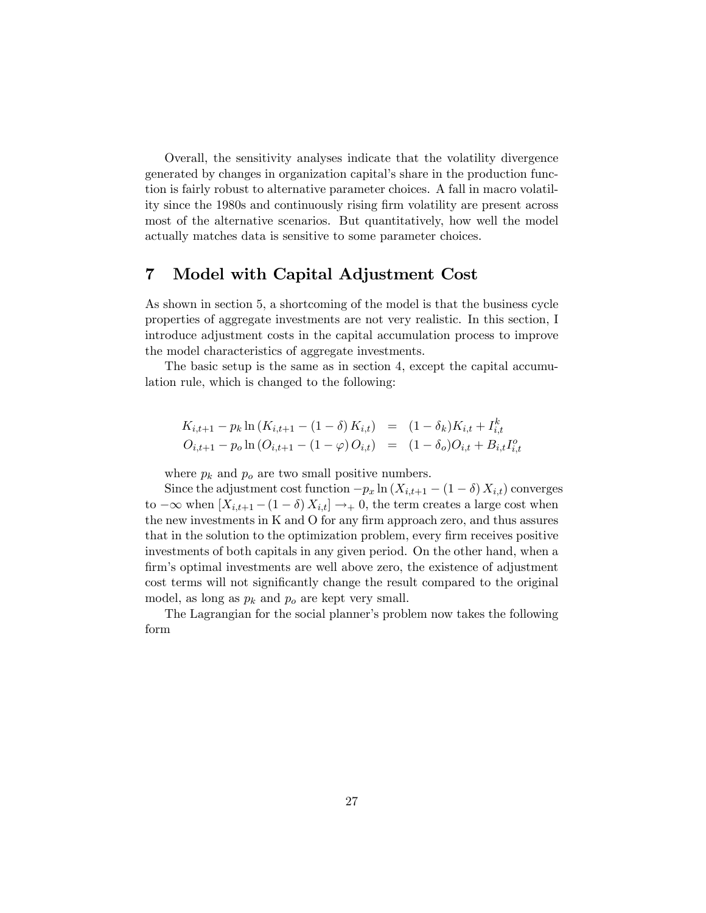Overall, the sensitivity analyses indicate that the volatility divergence generated by changes in organization capital's share in the production function is fairly robust to alternative parameter choices. A fall in macro volatility since the 1980s and continuously rising firm volatility are present across most of the alternative scenarios. But quantitatively, how well the model actually matches data is sensitive to some parameter choices.

# 7 Model with Capital Adjustment Cost

As shown in section 5, a shortcoming of the model is that the business cycle properties of aggregate investments are not very realistic. In this section, I introduce adjustment costs in the capital accumulation process to improve the model characteristics of aggregate investments.

The basic setup is the same as in section 4, except the capital accumulation rule, which is changed to the following:

$$
\begin{aligned}
K_{i,t+1} - p_k \ln\left(K_{i,t+1} - (1-\delta) K_{i,t}\right) &= (1-\delta_k) K_{i,t} + I_{i,t}^k \\
O_{i,t+1} - p_o \ln\left(O_{i,t+1} - (1-\varphi) O_{i,t}\right) &= (1-\delta_o) O_{i,t} + B_{i,t} I_{i,t}^o
\end{aligned}
$$

where $p_k$ and $p_o$ are two small positive numbers.

Since the adjustment cost function $-p_x \ln\left(X_{i,t+1} - (1-\delta) X_{i,t}\right)$ converges to $-\infty$ when $\left[X_{i,t+1} - (1-\delta) X_{i,t}\right] \rightarrow_+ 0$, the term creates a large cost when the new investments in K and O for any firm approach zero, and thus assures that in the solution to the optimization problem, every firm receives positive investments of both capitals in any given period. On the other hand, when a firm's optimal investments are well above zero, the existence of adjustment cost terms will not significantly change the result compared to the original model, as long as $p_k$ and $p_o$ are kept very small.

The Lagrangian for the social planner's problem now takes the following form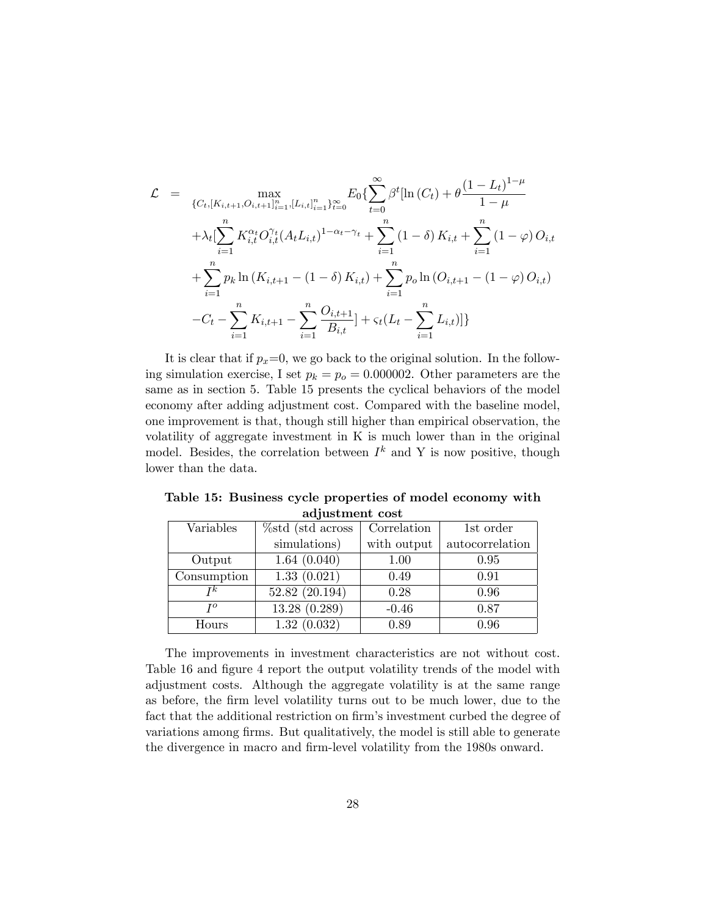$$
\begin{aligned}
\mathcal{L} \quad = \quad & \max_{\{C_t,[K_{i,t+1},O_{i,t+1}]_{i=1}^n,[L_{i,t}]_{i=1}^n\}_{t=0}^{\infty}} E_0\{\sum_{t=0}^{\infty}\beta^t[\ln(C_t)+\theta\frac{(1-L_t)^{1-\mu}}{1-\mu} \\
& +\lambda_t[\sum_{i=1}^n K_{i,t}^{\alpha_t}O_{i,t}^{\gamma_t}(A_tL_{i,t})^{1-\alpha_t-\gamma_t}+\sum_{i=1}^n(1-\delta)K_{i,t}+\sum_{i=1}^n(1-\varphi)O_{i,t} \\
& +\sum_{i=1}^n p_k\ln(K_{i,t+1}-(1-\delta)K_{i,t})+\sum_{i=1}^n p_o\ln(O_{i,t+1}-(1-\varphi)O_{i,t}) \\
& -C_t-\sum_{i=1}^n K_{i,t+1}-\sum_{i=1}^n\frac{O_{i,t+1}}{B_{i,t}}]+\varsigma_t(L_t-\sum_{i=1}^n L_{i,t})]\}
\end{aligned}
$$

It is clear that if $p_x$=0, we go back to the original solution. In the following simulation exercise, I set $p_k = p_o = 0.000002$. Other parameters are the same as in section 5. Table 15 presents the cyclical behaviors of the model economy after adding adjustment cost. Compared with the baseline model, one improvement is that, though still higher than empirical observation, the volatility of aggregate investment in K is much lower than in the original model. Besides, the correlation between $I^k$ and Y is now positive, though lower than the data.

**Table 15: Business cycle properties of model economy with adjustment cost**

| Variables | %std (std across simulations) | Correlation with output | 1st order autocorrelation |
|---|---|---|---|
| Output | 1.64 (0.040) | 1.00 | 0.95 |
| Consumption | 1.33 (0.021) | 0.49 | 0.91 |
| $I^k$ | 52.82 (20.194) | 0.28 | 0.96 |
| $I^o$ | 13.28 (0.289) | -0.46 | 0.87 |
| Hours | 1.32 (0.032) | 0.89 | 0.96 |

The improvements in investment characteristics are not without cost. Table 16 and figure 4 report the output volatility trends of the model with adjustment costs. Although the aggregate volatility is at the same range as before, the firm level volatility turns out to be much lower, due to the fact that the additional restriction on firm's investment curbed the degree of variations among firms. But qualitatively, the model is still able to generate the divergence in macro and firm-level volatility from the 1980s onward.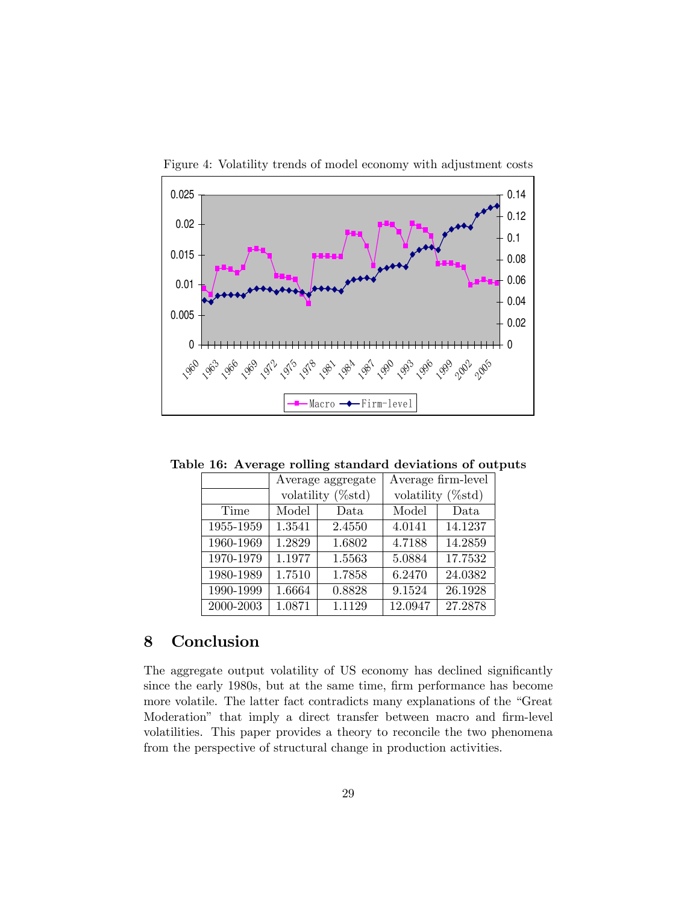Figure 4: Volatility trends of model economy with adjustment costs

**Table 16: Average rolling standard deviations of outputs**

| | Average aggregate volatility (%std) | | Average firm-level volatility (%std) | |
|---|---|---|---|---|
| Time | Model | Data | Model | Data |
| 1955-1959 | 1.3541 | 2.4550 | 4.0141 | 14.1237 |
| 1960-1969 | 1.2829 | 1.6802 | 4.7188 | 14.2859 |
| 1970-1979 | 1.1977 | 1.5563 | 5.0884 | 17.7532 |
| 1980-1989 | 1.7510 | 1.7858 | 6.2470 | 24.0382 |
| 1990-1999 | 1.6664 | 0.8828 | 9.1524 | 26.1928 |
| 2000-2003 | 1.0871 | 1.1129 | 12.0947 | 27.2878 |

## 8 Conclusion

The aggregate output volatility of US economy has declined significantly since the early 1980s, but at the same time, firm performance has become more volatile. The latter fact contradicts many explanations of the "Great Moderation" that imply a direct transfer between macro and firm-level volatilities. This paper provides a theory to reconcile the two phenomena from the perspective of structural change in production activities.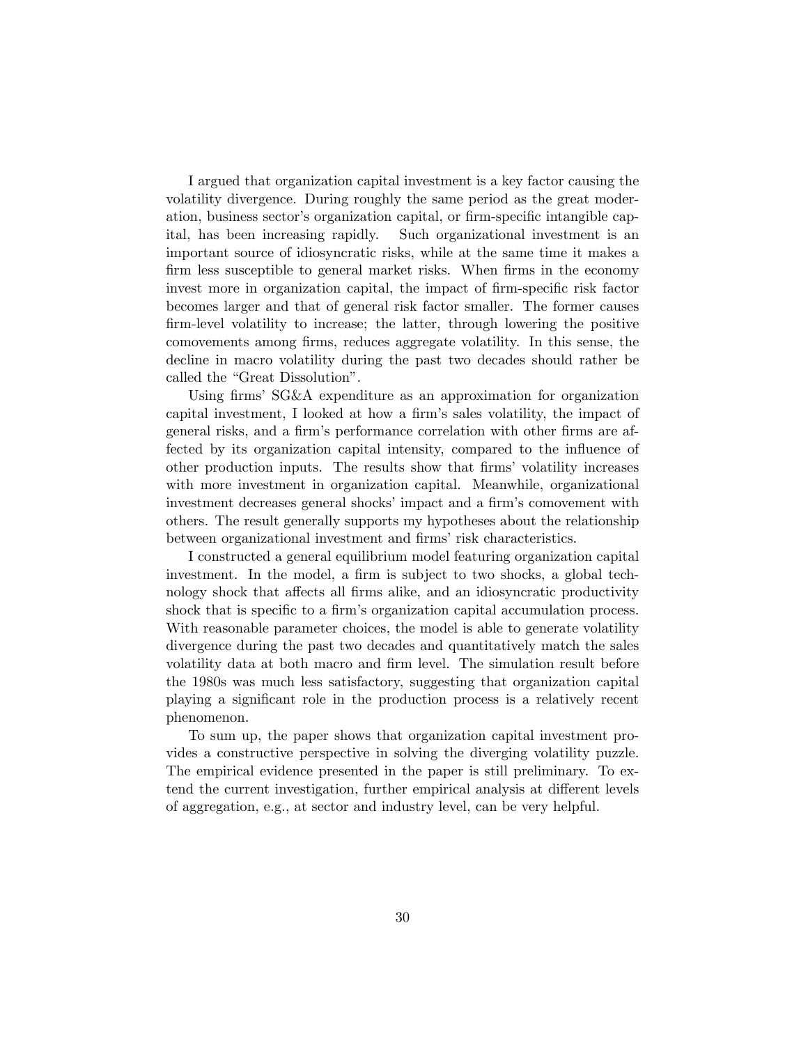I argued that organization capital investment is a key factor causing the volatility divergence. During roughly the same period as the great moderation, business sector's organization capital, or firm-specific intangible capital, has been increasing rapidly. Such organizational investment is an important source of idiosyncratic risks, while at the same time it makes a firm less susceptible to general market risks. When firms in the economy invest more in organization capital, the impact of firm-specific risk factor becomes larger and that of general risk factor smaller. The former causes firm-level volatility to increase; the latter, through lowering the positive comovements among firms, reduces aggregate volatility. In this sense, the decline in macro volatility during the past two decades should rather be called the "Great Dissolution".

Using firms' SG&A expenditure as an approximation for organization capital investment, I looked at how a firm's sales volatility, the impact of general risks, and a firm's performance correlation with other firms are affected by its organization capital intensity, compared to the influence of other production inputs. The results show that firms' volatility increases with more investment in organization capital. Meanwhile, organizational investment decreases general shocks' impact and a firm's comovement with others. The result generally supports my hypotheses about the relationship between organizational investment and firms' risk characteristics.

I constructed a general equilibrium model featuring organization capital investment. In the model, a firm is subject to two shocks, a global technology shock that affects all firms alike, and an idiosyncratic productivity shock that is specific to a firm's organization capital accumulation process. With reasonable parameter choices, the model is able to generate volatility divergence during the past two decades and quantitatively match the sales volatility data at both macro and firm level. The simulation result before the 1980s was much less satisfactory, suggesting that organization capital playing a significant role in the production process is a relatively recent phenomenon.

To sum up, the paper shows that organization capital investment provides a constructive perspective in solving the diverging volatility puzzle. The empirical evidence presented in the paper is still preliminary. To extend the current investigation, further empirical analysis at different levels of aggregation, e.g., at sector and industry level, can be very helpful.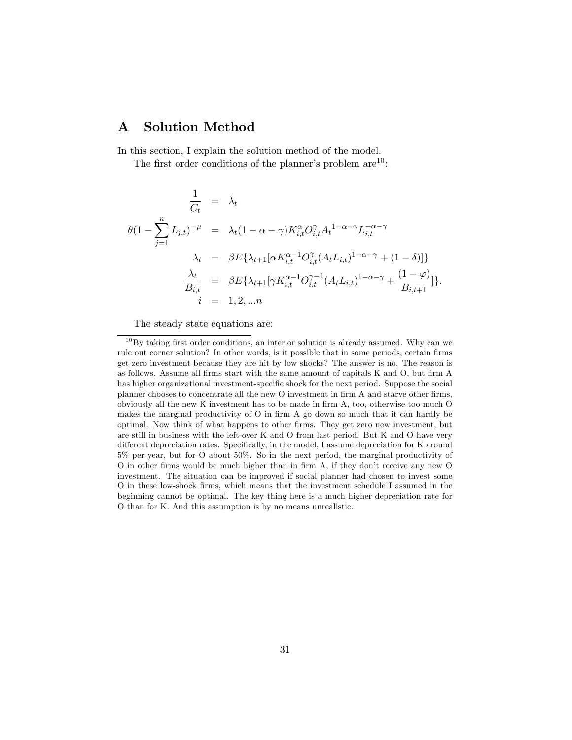# A Solution Method

In this section, I explain the solution method of the model.

The first order conditions of the planner's problem are[10]:

$$
\begin{aligned}
\frac{1}{C_t} &= \lambda_t \\
\theta(1-\sum_{j=1}^{n} L_{j,t})^{-\mu} &= \lambda_t(1-\alpha-\gamma)K_{i,t}^{\alpha}O_{i,t}^{\gamma}A_t{}^{1-\alpha-\gamma}L_{i,t}^{-\alpha-\gamma} \\
\lambda_t &= \beta E\{\lambda_{t+1}[\alpha K_{i,t}^{\alpha-1}O_{i,t}^{\gamma}(A_t L_{i,t})^{1-\alpha-\gamma}+(1-\delta)]\} \\
\frac{\lambda_t}{B_{i,t}} &= \beta E\{\lambda_{t+1}[\gamma K_{i,t}^{\alpha-1}O_{i,t}^{\gamma-1}(A_t L_{i,t})^{1-\alpha-\gamma}+\frac{(1-\varphi)}{B_{i,t+1}}]\}. \\
i &= 1,2,...n
\end{aligned}
$$

The steady state equations are:

[10] By taking first order conditions, an interior solution is already assumed. Why can we rule out corner solution? In other words, is it possible that in some periods, certain firms get zero investment because they are hit by low shocks? The answer is no. The reason is as follows. Assume all firms start with the same amount of capitals K and O, but firm A has higher organizational investment-specific shock for the next period. Suppose the social planner chooses to concentrate all the new O investment in firm A and starve other firms, obviously all the new K investment has to be made in firm A, too, otherwise too much O makes the marginal productivity of O in firm A go down so much that it can hardly be optimal. Now think of what happens to other firms. They get zero new investment, but are still in business with the left-over K and O from last period. But K and O have very different depreciation rates. Specifically, in the model, I assume depreciation for K around 5% per year, but for O about 50%. So in the next period, the marginal productivity of O in other firms would be much higher than in firm A, if they don't receive any new O investment. The situation can be improved if social planner had chosen to invest some O in these low-shock firms, which means that the investment schedule I assumed in the beginning cannot be optimal. The key thing here is a much higher depreciation rate for O than for K. And this assumption is by no means unrealistic.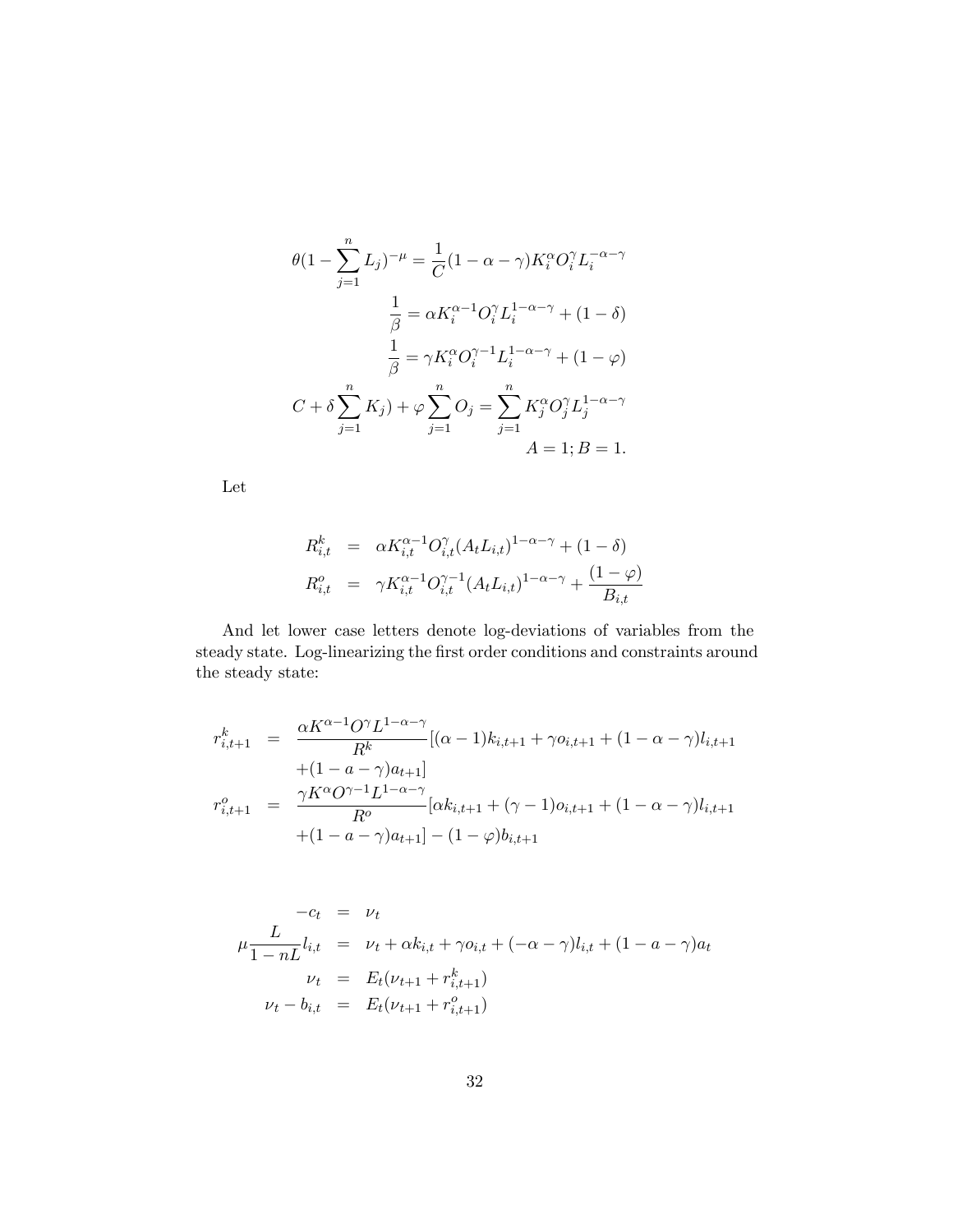$$\theta(1 - \sum_{j=1}^{n} L_j)^{-\mu} = \frac{1}{C}(1 - \alpha - \gamma) K_i^{\alpha} O_i^{\gamma} L_i^{-\alpha-\gamma}$$

$$\frac{1}{\beta} = \alpha K_i^{\alpha-1} O_i^{\gamma} L_i^{1-\alpha-\gamma} + (1 - \delta)$$

$$\frac{1}{\beta} = \gamma K_i^{\alpha} O_i^{\gamma-1} L_i^{1-\alpha-\gamma} + (1 - \varphi)$$

$$C + \delta \sum_{j=1}^{n} K_j) + \varphi \sum_{j=1}^{n} O_j = \sum_{j=1}^{n} K_j^{\alpha} O_j^{\gamma} L_j^{1-\alpha-\gamma}$$

$$A = 1; B = 1.$$

Let

$$\begin{aligned}
R_{i,t}^k &= \alpha K_{i,t}^{\alpha-1} O_{i,t}^{\gamma} (A_t L_{i,t})^{1-\alpha-\gamma} + (1 - \delta) \\
R_{i,t}^o &= \gamma K_{i,t}^{\alpha-1} O_{i,t}^{\gamma-1} (A_t L_{i,t})^{1-\alpha-\gamma} + \frac{(1 - \varphi)}{B_{i,t}}
\end{aligned}$$

And let lower case letters denote log-deviations of variables from the steady state. Log-linearizing the first order conditions and constraints around the steady state:

$$\begin{aligned}
r_{i,t+1}^k &= \frac{\alpha K^{\alpha-1} O^{\gamma} L^{1-\alpha-\gamma}}{R^k} [(\alpha - 1) k_{i,t+1} + \gamma o_{i,t+1} + (1 - \alpha - \gamma) l_{i,t+1} \\
&\quad + (1 - a - \gamma) a_{t+1}] \\
r_{i,t+1}^o &= \frac{\gamma K^{\alpha} O^{\gamma-1} L^{1-\alpha-\gamma}}{R^o} [\alpha k_{i,t+1} + (\gamma - 1) o_{i,t+1} + (1 - \alpha - \gamma) l_{i,t+1} \\
&\quad + (1 - a - \gamma) a_{t+1}] - (1 - \varphi) b_{i,t+1}
\end{aligned}$$

$$\begin{aligned}
-c_t &= \nu_t \\
\mu \frac{L}{1 - nL} l_{i,t} &= \nu_t + \alpha k_{i,t} + \gamma o_{i,t} + (-\alpha - \gamma) l_{i,t} + (1 - a - \gamma) a_t \\
\nu_t &= E_t(\nu_{t+1} + r_{i,t+1}^k) \\
\nu_t - b_{i,t} &= E_t(\nu_{t+1} + r_{i,t+1}^o)
\end{aligned}$$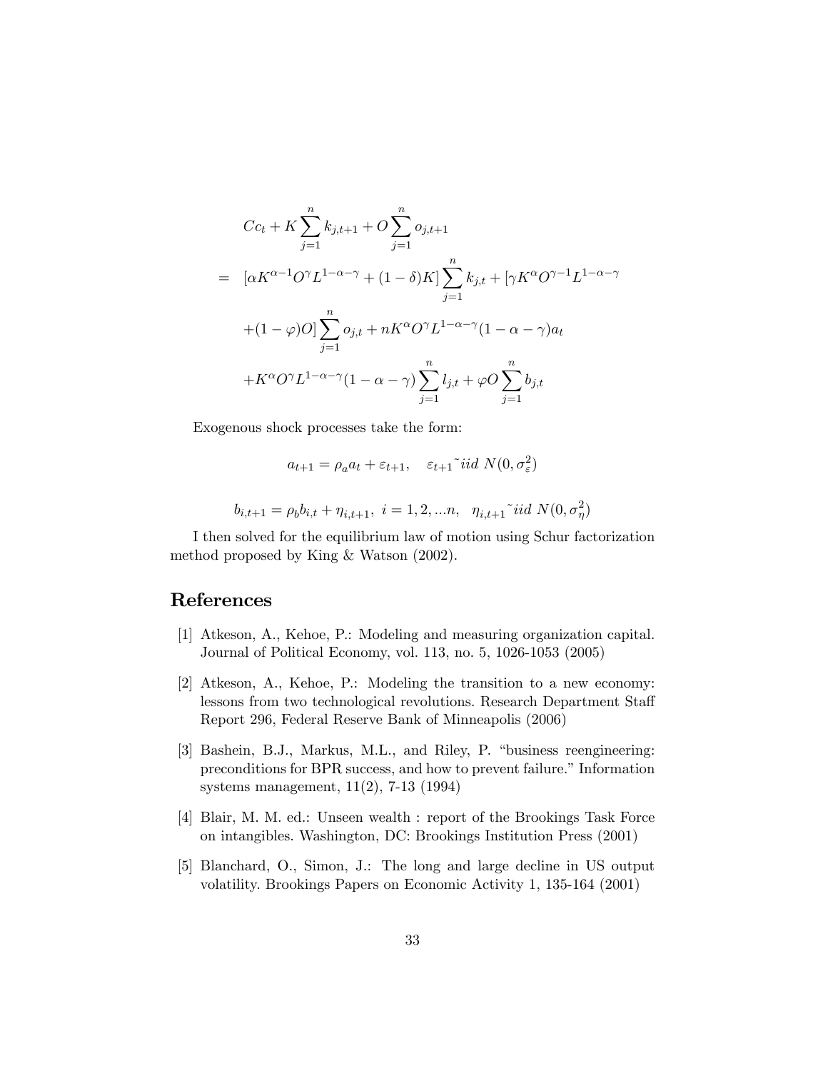$$
\begin{aligned}
& Cc_t + K\sum_{j=1}^{n} k_{j,t+1} + O\sum_{j=1}^{n} o_{j,t+1} \\
= \; & [\alpha K^{\alpha-1}O^{\gamma}L^{1-\alpha-\gamma} + (1-\delta)K]\sum_{j=1}^{n} k_{j,t} + [\gamma K^{\alpha}O^{\gamma-1}L^{1-\alpha-\gamma} \\
& +(1-\varphi)O]\sum_{j=1}^{n} o_{j,t} + nK^{\alpha}O^{\gamma}L^{1-\alpha-\gamma}(1-\alpha-\gamma)a_t \\
& +K^{\alpha}O^{\gamma}L^{1-\alpha-\gamma}(1-\alpha-\gamma)\sum_{j=1}^{n} l_{j,t} + \varphi O\sum_{j=1}^{n} b_{j,t}
\end{aligned}
$$

Exogenous shock processes take the form:

$$
a_{t+1} = \rho_a a_t + \varepsilon_{t+1}, \quad \varepsilon_{t+1} \tilde{\ } iid \; N(0, \sigma_{\varepsilon}^2)
$$

$$
b_{i,t+1} = \rho_b b_{i,t} + \eta_{i,t+1}, \; i = 1, 2, ...n, \quad \eta_{i,t+1} \tilde{\ } iid \; N(0, \sigma_{\eta}^2)
$$

I then solved for the equilibrium law of motion using Schur factorization method proposed by King & Watson (2002).

## References

[1] Atkeson, A., Kehoe, P.: Modeling and measuring organization capital. Journal of Political Economy, vol. 113, no. 5, 1026-1053 (2005)

[2] Atkeson, A., Kehoe, P.: Modeling the transition to a new economy: lessons from two technological revolutions. Research Department Staff Report 296, Federal Reserve Bank of Minneapolis (2006)

[3] Bashein, B.J., Markus, M.L., and Riley, P. "business reengineering: preconditions for BPR success, and how to prevent failure." Information systems management, 11(2), 7-13 (1994)

[4] Blair, M. M. ed.: Unseen wealth : report of the Brookings Task Force on intangibles. Washington, DC: Brookings Institution Press (2001)

[5] Blanchard, O., Simon, J.: The long and large decline in US output volatility. Brookings Papers on Economic Activity 1, 135-164 (2001)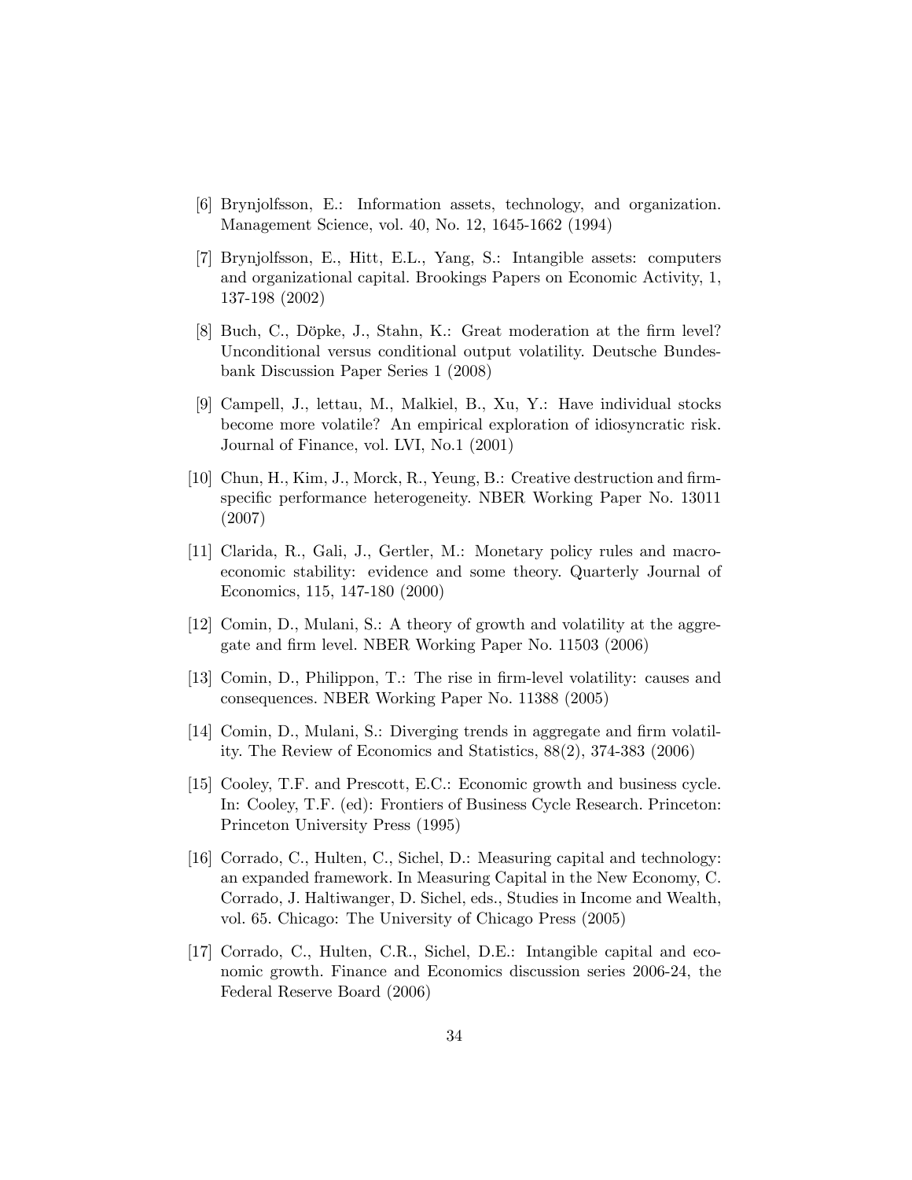[6] Brynjolfsson, E.: Information assets, technology, and organization. Management Science, vol. 40, No. 12, 1645-1662 (1994)

[7] Brynjolfsson, E., Hitt, E.L., Yang, S.: Intangible assets: computers and organizational capital. Brookings Papers on Economic Activity, 1, 137-198 (2002)

[8] Buch, C., Döpke, J., Stahn, K.: Great moderation at the firm level? Unconditional versus conditional output volatility. Deutsche Bundesbank Discussion Paper Series 1 (2008)

[9] Campell, J., lettau, M., Malkiel, B., Xu, Y.: Have individual stocks become more volatile? An empirical exploration of idiosyncratic risk. Journal of Finance, vol. LVI, No.1 (2001)

[10] Chun, H., Kim, J., Morck, R., Yeung, B.: Creative destruction and firm-specific performance heterogeneity. NBER Working Paper No. 13011 (2007)

[11] Clarida, R., Gali, J., Gertler, M.: Monetary policy rules and macroeconomic stability: evidence and some theory. Quarterly Journal of Economics, 115, 147-180 (2000)

[12] Comin, D., Mulani, S.: A theory of growth and volatility at the aggregate and firm level. NBER Working Paper No. 11503 (2006)

[13] Comin, D., Philippon, T.: The rise in firm-level volatility: causes and consequences. NBER Working Paper No. 11388 (2005)

[14] Comin, D., Mulani, S.: Diverging trends in aggregate and firm volatility. The Review of Economics and Statistics, 88(2), 374-383 (2006)

[15] Cooley, T.F. and Prescott, E.C.: Economic growth and business cycle. In: Cooley, T.F. (ed): Frontiers of Business Cycle Research. Princeton: Princeton University Press (1995)

[16] Corrado, C., Hulten, C., Sichel, D.: Measuring capital and technology: an expanded framework. In Measuring Capital in the New Economy, C. Corrado, J. Haltiwanger, D. Sichel, eds., Studies in Income and Wealth, vol. 65. Chicago: The University of Chicago Press (2005)

[17] Corrado, C., Hulten, C.R., Sichel, D.E.: Intangible capital and economic growth. Finance and Economics discussion series 2006-24, the Federal Reserve Board (2006)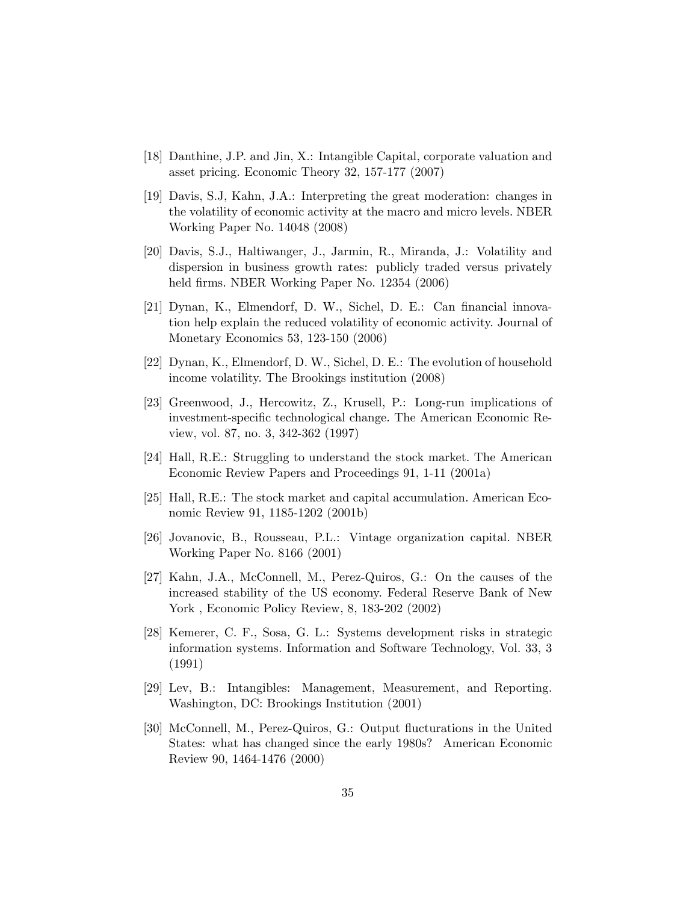[18] Danthine, J.P. and Jin, X.: Intangible Capital, corporate valuation and asset pricing. Economic Theory 32, 157-177 (2007)

[19] Davis, S.J, Kahn, J.A.: Interpreting the great moderation: changes in the volatility of economic activity at the macro and micro levels. NBER Working Paper No. 14048 (2008)

[20] Davis, S.J., Haltiwanger, J., Jarmin, R., Miranda, J.: Volatility and dispersion in business growth rates: publicly traded versus privately held firms. NBER Working Paper No. 12354 (2006)

[21] Dynan, K., Elmendorf, D. W., Sichel, D. E.: Can financial innovation help explain the reduced volatility of economic activity. Journal of Monetary Economics 53, 123-150 (2006)

[22] Dynan, K., Elmendorf, D. W., Sichel, D. E.: The evolution of household income volatility. The Brookings institution (2008)

[23] Greenwood, J., Hercowitz, Z., Krusell, P.: Long-run implications of investment-specific technological change. The American Economic Review, vol. 87, no. 3, 342-362 (1997)

[24] Hall, R.E.: Struggling to understand the stock market. The American Economic Review Papers and Proceedings 91, 1-11 (2001a)

[25] Hall, R.E.: The stock market and capital accumulation. American Economic Review 91, 1185-1202 (2001b)

[26] Jovanovic, B., Rousseau, P.L.: Vintage organization capital. NBER Working Paper No. 8166 (2001)

[27] Kahn, J.A., McConnell, M., Perez-Quiros, G.: On the causes of the increased stability of the US economy. Federal Reserve Bank of New York , Economic Policy Review, 8, 183-202 (2002)

[28] Kemerer, C. F., Sosa, G. L.: Systems development risks in strategic information systems. Information and Software Technology, Vol. 33, 3 (1991)

[29] Lev, B.: Intangibles: Management, Measurement, and Reporting. Washington, DC: Brookings Institution (2001)

[30] McConnell, M., Perez-Quiros, G.: Output flucturations in the United States: what has changed since the early 1980s? American Economic Review 90, 1464-1476 (2000)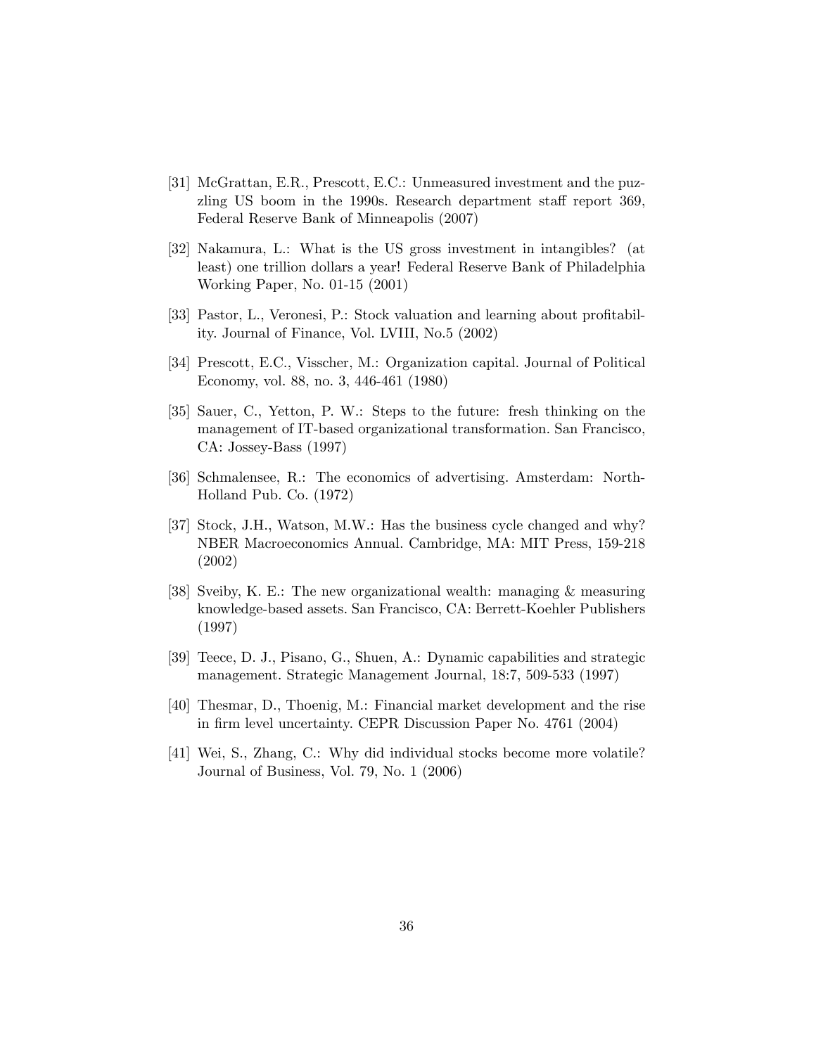[31] McGrattan, E.R., Prescott, E.C.: Unmeasured investment and the puzzling US boom in the 1990s. Research department staff report 369, Federal Reserve Bank of Minneapolis (2007)

[32] Nakamura, L.: What is the US gross investment in intangibles? (at least) one trillion dollars a year! Federal Reserve Bank of Philadelphia Working Paper, No. 01-15 (2001)

[33] Pastor, L., Veronesi, P.: Stock valuation and learning about profitability. Journal of Finance, Vol. LVIII, No.5 (2002)

[34] Prescott, E.C., Visscher, M.: Organization capital. Journal of Political Economy, vol. 88, no. 3, 446-461 (1980)

[35] Sauer, C., Yetton, P. W.: Steps to the future: fresh thinking on the management of IT-based organizational transformation. San Francisco, CA: Jossey-Bass (1997)

[36] Schmalensee, R.: The economics of advertising. Amsterdam: North-Holland Pub. Co. (1972)

[37] Stock, J.H., Watson, M.W.: Has the business cycle changed and why? NBER Macroeconomics Annual. Cambridge, MA: MIT Press, 159-218 (2002)

[38] Sveiby, K. E.: The new organizational wealth: managing & measuring knowledge-based assets. San Francisco, CA: Berrett-Koehler Publishers (1997)

[39] Teece, D. J., Pisano, G., Shuen, A.: Dynamic capabilities and strategic management. Strategic Management Journal, 18:7, 509-533 (1997)

[40] Thesmar, D., Thoenig, M.: Financial market development and the rise in firm level uncertainty. CEPR Discussion Paper No. 4761 (2004)

[41] Wei, S., Zhang, C.: Why did individual stocks become more volatile? Journal of Business, Vol. 79, No. 1 (2006)